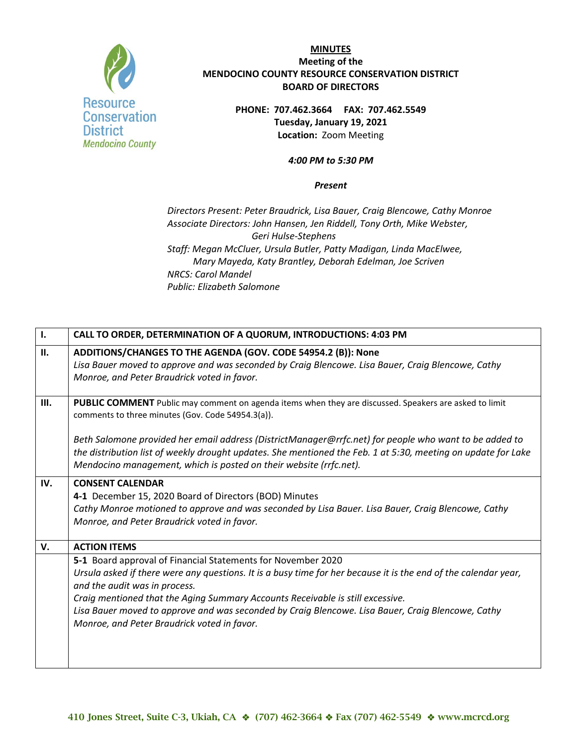**MINUTES**

**Meeting of the**
**MENDOCINO COUNTY RESOURCE CONSERVATION DISTRICT**
**BOARD OF DIRECTORS**

**PHONE: 707.462.3664 FAX: 707.462.5549**
**Tuesday, January 19, 2021**
**Location:** Zoom Meeting

***4:00 PM to 5:30 PM***

***Present***

*Directors Present: Peter Braudrick, Lisa Bauer, Craig Blencowe, Cathy Monroe*
*Associate Directors: John Hansen, Jen Riddell, Tony Orth, Mike Webster, Geri Hulse-Stephens*
*Staff: Megan McCluer, Ursula Butler, Patty Madigan, Linda MacElwee, Mary Mayeda, Katy Brantley, Deborah Edelman, Joe Scriven*
*NRCS: Carol Mandel*
*Public: Elizabeth Salomone*

| | |
|---|---|
| **I.** | **CALL TO ORDER, DETERMINATION OF A QUORUM, INTRODUCTIONS: 4:03 PM** |
| **II.** | **ADDITIONS/CHANGES TO THE AGENDA (GOV. CODE 54954.2 (B)): None**<br>*Lisa Bauer moved to approve and was seconded by Craig Blencowe. Lisa Bauer, Craig Blencowe, Cathy Monroe, and Peter Braudrick voted in favor.* |
| **III.** | **PUBLIC COMMENT** Public may comment on agenda items when they are discussed. Speakers are asked to limit comments to three minutes (Gov. Code 54954.3(a)).<br><br>*Beth Salomone provided her email address (DistrictManager@rrfc.net) for people who want to be added to the distribution list of weekly drought updates. She mentioned the Feb. 1 at 5:30, meeting on update for Lake Mendocino management, which is posted on their website (rrfc.net).* |
| **IV.** | **CONSENT CALENDAR**<br>**4-1** December 15, 2020 Board of Directors (BOD) Minutes<br>*Cathy Monroe motioned to approve and was seconded by Lisa Bauer. Lisa Bauer, Craig Blencowe, Cathy Monroe, and Peter Braudrick voted in favor.* |
| **V.** | **ACTION ITEMS** |
| | **5-1** Board approval of Financial Statements for November 2020<br>*Ursula asked if there were any questions. It is a busy time for her because it is the end of the calendar year, and the audit was in process.*<br>*Craig mentioned that the Aging Summary Accounts Receivable is still excessive.*<br>*Lisa Bauer moved to approve and was seconded by Craig Blencowe. Lisa Bauer, Craig Blencowe, Cathy Monroe, and Peter Braudrick voted in favor.* |

410 Jones Street, Suite C-3, Ukiah, CA ❖ (707) 462-3664 ❖ Fax (707) 462-5549 ❖ www.mcrcd.org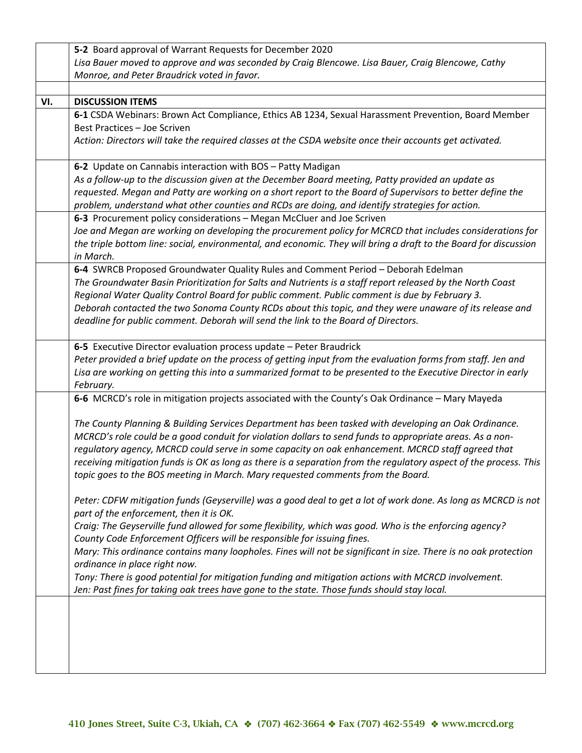| | |
|---|---|
| | **5-2** Board approval of Warrant Requests for December 2020<br>*Lisa Bauer moved to approve and was seconded by Craig Blencowe. Lisa Bauer, Craig Blencowe, Cathy Monroe, and Peter Braudrick voted in favor.* |
| | |
| **VI.** | **DISCUSSION ITEMS** |
| | **6-1** CSDA Webinars: Brown Act Compliance, Ethics AB 1234, Sexual Harassment Prevention, Board Member Best Practices – Joe Scriven<br>*Action: Directors will take the required classes at the CSDA website once their accounts get activated.* |
| | **6-2** Update on Cannabis interaction with BOS – Patty Madigan<br>*As a follow-up to the discussion given at the December Board meeting, Patty provided an update as requested. Megan and Patty are working on a short report to the Board of Supervisors to better define the problem, understand what other counties and RCDs are doing, and identify strategies for action.* |
| | **6-3** Procurement policy considerations – Megan McCluer and Joe Scriven<br>*Joe and Megan are working on developing the procurement policy for MCRCD that includes considerations for the triple bottom line: social, environmental, and economic. They will bring a draft to the Board for discussion in March.* |
| | **6-4** SWRCB Proposed Groundwater Quality Rules and Comment Period – Deborah Edelman<br>*The Groundwater Basin Prioritization for Salts and Nutrients is a staff report released by the North Coast Regional Water Quality Control Board for public comment. Public comment is due by February 3. Deborah contacted the two Sonoma County RCDs about this topic, and they were unaware of its release and deadline for public comment. Deborah will send the link to the Board of Directors.* |
| | **6-5** Executive Director evaluation process update – Peter Braudrick<br>*Peter provided a brief update on the process of getting input from the evaluation forms from staff. Jen and Lisa are working on getting this into a summarized format to be presented to the Executive Director in early February.* |
| | **6-6** MCRCD's role in mitigation projects associated with the County's Oak Ordinance – Mary Mayeda<br><br>*The County Planning & Building Services Department has been tasked with developing an Oak Ordinance. MCRCD's role could be a good conduit for violation dollars to send funds to appropriate areas. As a non-regulatory agency, MCRCD could serve in some capacity on oak enhancement. MCRCD staff agreed that receiving mitigation funds is OK as long as there is a separation from the regulatory aspect of the process. This topic goes to the BOS meeting in March. Mary requested comments from the Board.*<br><br>*Peter: CDFW mitigation funds (Geyserville) was a good deal to get a lot of work done. As long as MCRCD is not part of the enforcement, then it is OK.*<br>*Craig: The Geyserville fund allowed for some flexibility, which was good. Who is the enforcing agency? County Code Enforcement Officers will be responsible for issuing fines.*<br>*Mary: This ordinance contains many loopholes. Fines will not be significant in size. There is no oak protection ordinance in place right now.*<br>*Tony: There is good potential for mitigation funding and mitigation actions with MCRCD involvement.*<br>*Jen: Past fines for taking oak trees have gone to the state. Those funds should stay local.* |
| | |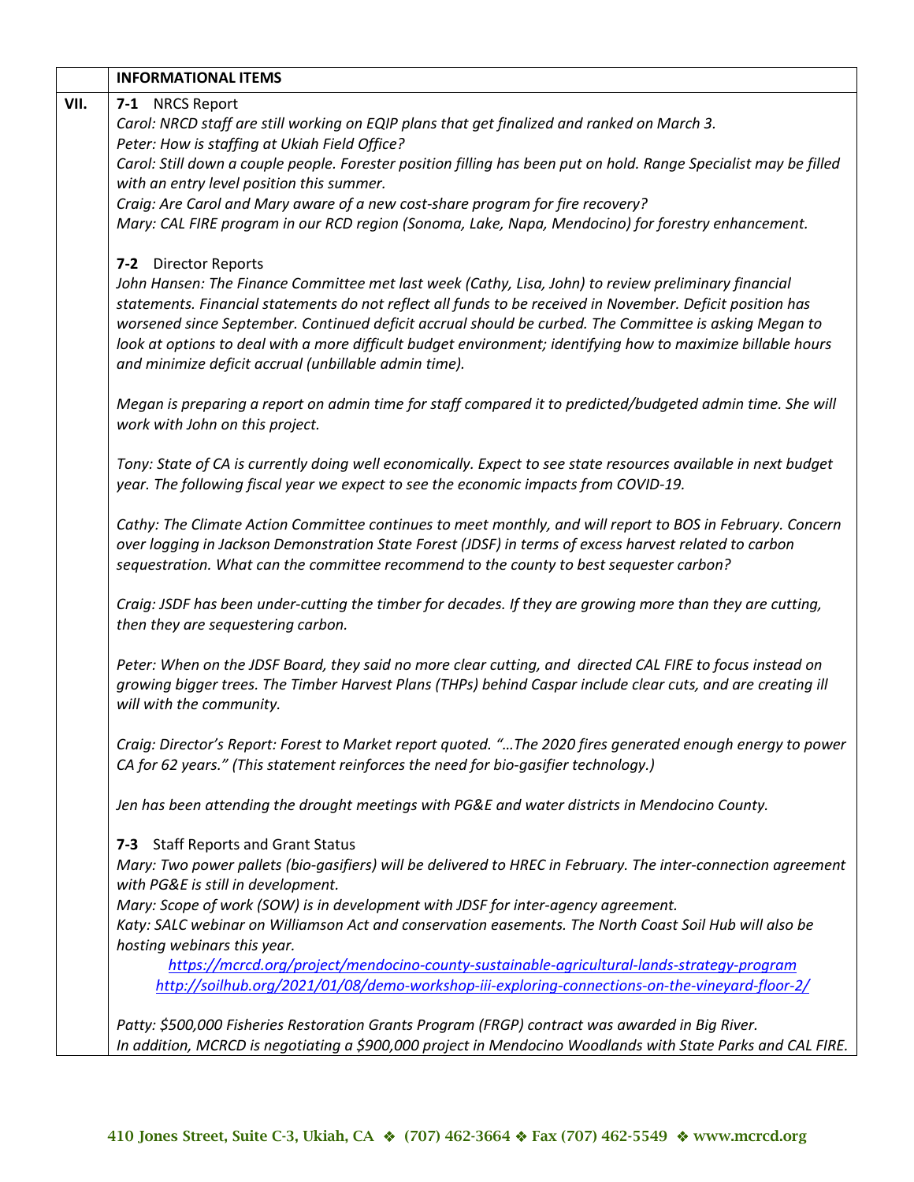| | **INFORMATIONAL ITEMS** |
|---|---|
| **VII.** | **7-1** NRCS Report<br>*Carol: NRCD staff are still working on EQIP plans that get finalized and ranked on March 3.*<br>*Peter: How is staffing at Ukiah Field Office?*<br>*Carol: Still down a couple people. Forester position filling has been put on hold. Range Specialist may be filled with an entry level position this summer.*<br>*Craig: Are Carol and Mary aware of a new cost-share program for fire recovery?*<br>*Mary: CAL FIRE program in our RCD region (Sonoma, Lake, Napa, Mendocino) for forestry enhancement.*<br><br>**7-2** Director Reports<br>*John Hansen: The Finance Committee met last week (Cathy, Lisa, John) to review preliminary financial statements. Financial statements do not reflect all funds to be received in November. Deficit position has worsened since September. Continued deficit accrual should be curbed. The Committee is asking Megan to look at options to deal with a more difficult budget environment; identifying how to maximize billable hours and minimize deficit accrual (unbillable admin time).*<br><br>*Megan is preparing a report on admin time for staff compared it to predicted/budgeted admin time. She will work with John on this project.*<br><br>*Tony: State of CA is currently doing well economically. Expect to see state resources available in next budget year. The following fiscal year we expect to see the economic impacts from COVID-19.*<br><br>*Cathy: The Climate Action Committee continues to meet monthly, and will report to BOS in February. Concern over logging in Jackson Demonstration State Forest (JDSF) in terms of excess harvest related to carbon sequestration. What can the committee recommend to the county to best sequester carbon?*<br><br>*Craig: JSDF has been under-cutting the timber for decades. If they are growing more than they are cutting, then they are sequestering carbon.*<br><br>*Peter: When on the JDSF Board, they said no more clear cutting, and directed CAL FIRE to focus instead on growing bigger trees. The Timber Harvest Plans (THPs) behind Caspar include clear cuts, and are creating ill will with the community.*<br><br>*Craig: Director's Report: Forest to Market report quoted. "…The 2020 fires generated enough energy to power CA for 62 years." (This statement reinforces the need for bio-gasifier technology.)*<br><br>*Jen has been attending the drought meetings with PG&E and water districts in Mendocino County.*<br><br>**7-3** Staff Reports and Grant Status<br>*Mary: Two power pallets (bio-gasifiers) will be delivered to HREC in February. The inter-connection agreement with PG&E is still in development.*<br>*Mary: Scope of work (SOW) is in development with JDSF for inter-agency agreement.*<br>*Katy: SALC webinar on Williamson Act and conservation easements. The North Coast Soil Hub will also be hosting webinars this year.*<br>*https://mcrcd.org/project/mendocino-county-sustainable-agricultural-lands-strategy-program*<br>*http://soilhub.org/2021/01/08/demo-workshop-iii-exploring-connections-on-the-vineyard-floor-2/*<br><br>*Patty: $500,000 Fisheries Restoration Grants Program (FRGP) contract was awarded in Big River.*<br>*In addition, MCRCD is negotiating a $900,000 project in Mendocino Woodlands with State Parks and CAL FIRE.* |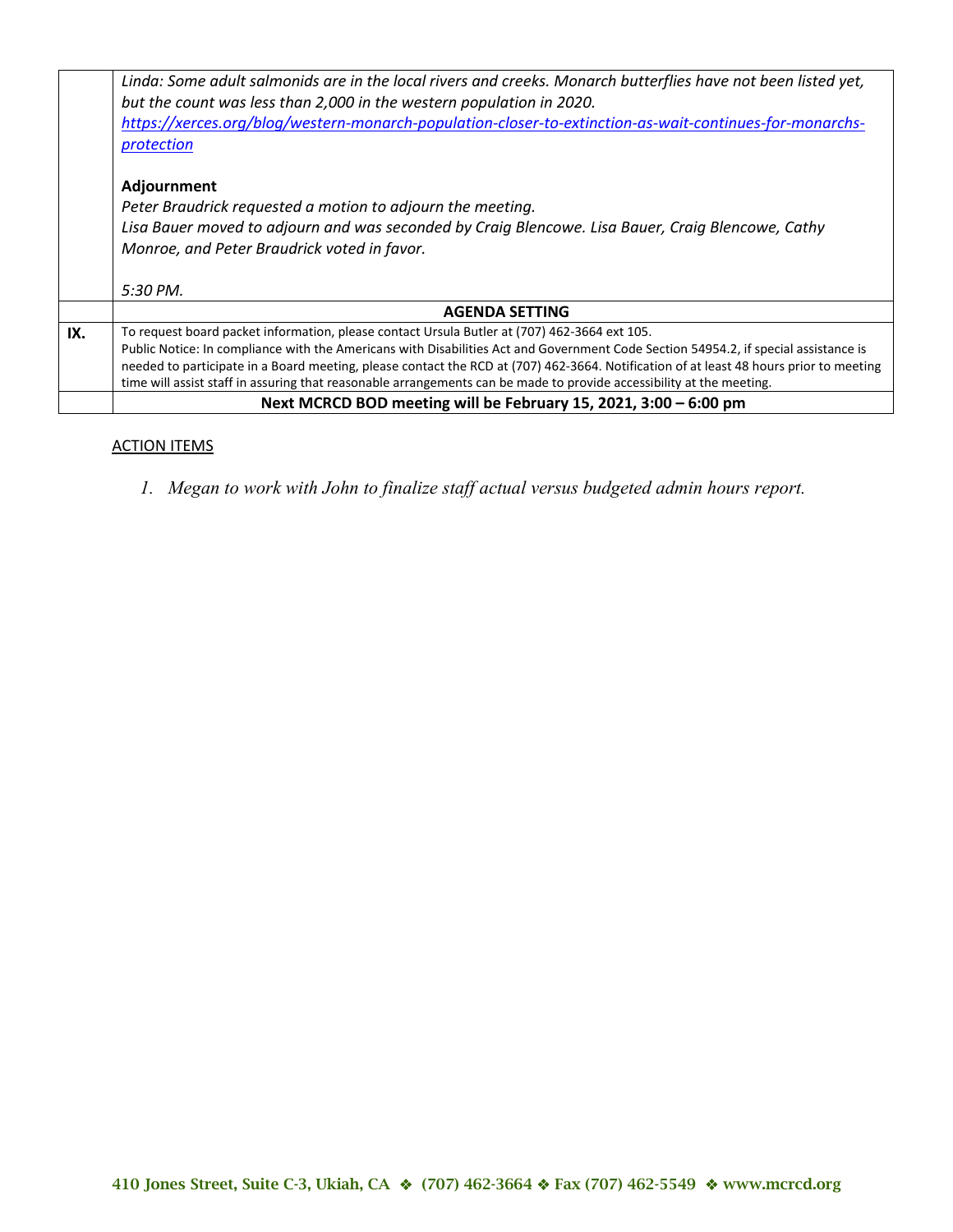| | |
|---|---|
| | *Linda: Some adult salmonids are in the local rivers and creeks. Monarch butterflies have not been listed yet, but the count was less than 2,000 in the western population in 2020.*<br>*[https://xerces.org/blog/western-monarch-population-closer-to-extinction-as-wait-continues-for-monarchs-protection](https://xerces.org/blog/western-monarch-population-closer-to-extinction-as-wait-continues-for-monarchs-protection)*<br><br>**Adjournment**<br>*Peter Braudrick requested a motion to adjourn the meeting.*<br>*Lisa Bauer moved to adjourn and was seconded by Craig Blencowe. Lisa Bauer, Craig Blencowe, Cathy Monroe, and Peter Braudrick voted in favor.*<br><br>*5:30 PM.* |
| | **AGENDA SETTING** |
| **IX.** | To request board packet information, please contact Ursula Butler at (707) 462-3664 ext 105.<br>Public Notice: In compliance with the Americans with Disabilities Act and Government Code Section 54954.2, if special assistance is needed to participate in a Board meeting, please contact the RCD at (707) 462-3664. Notification of at least 48 hours prior to meeting time will assist staff in assuring that reasonable arrangements can be made to provide accessibility at the meeting. |
| | **Next MCRCD BOD meeting will be February 15, 2021, 3:00 – 6:00 pm** |

ACTION ITEMS

1. *Megan to work with John to finalize staff actual versus budgeted admin hours report.*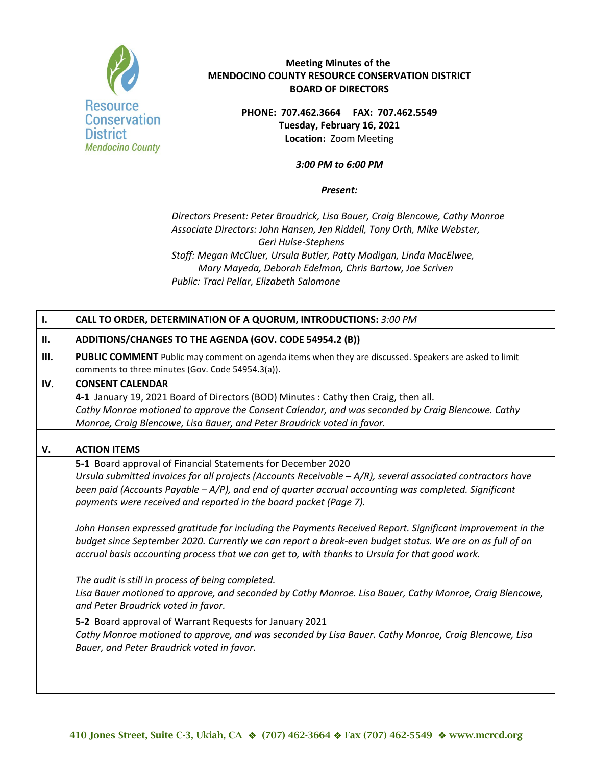**Meeting Minutes of the**
**MENDOCINO COUNTY RESOURCE CONSERVATION DISTRICT**
**BOARD OF DIRECTORS**

**PHONE: 707.462.3664 FAX: 707.462.5549**
**Tuesday, February 16, 2021**
**Location:** Zoom Meeting

***3:00 PM to 6:00 PM***

***Present:***

*Directors Present: Peter Braudrick, Lisa Bauer, Craig Blencowe, Cathy Monroe*
*Associate Directors: John Hansen, Jen Riddell, Tony Orth, Mike Webster, Geri Hulse-Stephens*
*Staff: Megan McCluer, Ursula Butler, Patty Madigan, Linda MacElwee, Mary Mayeda, Deborah Edelman, Chris Bartow, Joe Scriven*
*Public: Traci Pellar, Elizabeth Salomone*

| | |
|---|---|
| **I.** | **CALL TO ORDER, DETERMINATION OF A QUORUM, INTRODUCTIONS:** *3:00 PM* |
| **II.** | **ADDITIONS/CHANGES TO THE AGENDA (GOV. CODE 54954.2 (B))** |
| **III.** | **PUBLIC COMMENT** Public may comment on agenda items when they are discussed. Speakers are asked to limit comments to three minutes (Gov. Code 54954.3(a)). |
| **IV.** | **CONSENT CALENDAR**<br>**4-1** January 19, 2021 Board of Directors (BOD) Minutes : Cathy then Craig, then all.<br>*Cathy Monroe motioned to approve the Consent Calendar, and was seconded by Craig Blencowe. Cathy Monroe, Craig Blencowe, Lisa Bauer, and Peter Braudrick voted in favor.* |
| | |
| **V.** | **ACTION ITEMS** |
| | **5-1** Board approval of Financial Statements for December 2020<br>*Ursula submitted invoices for all projects (Accounts Receivable – A/R), several associated contractors have been paid (Accounts Payable – A/P), and end of quarter accrual accounting was completed. Significant payments were received and reported in the board packet (Page 7).*<br><br>*John Hansen expressed gratitude for including the Payments Received Report. Significant improvement in the budget since September 2020. Currently we can report a break-even budget status. We are on as full of an accrual basis accounting process that we can get to, with thanks to Ursula for that good work.*<br><br>*The audit is still in process of being completed.*<br>*Lisa Bauer motioned to approve, and seconded by Cathy Monroe. Lisa Bauer, Cathy Monroe, Craig Blencowe, and Peter Braudrick voted in favor.* |
| | **5-2** Board approval of Warrant Requests for January 2021<br>*Cathy Monroe motioned to approve, and was seconded by Lisa Bauer. Cathy Monroe, Craig Blencowe, Lisa Bauer, and Peter Braudrick voted in favor.* |

410 Jones Street, Suite C-3, Ukiah, CA ❖ (707) 462-3664 ❖ Fax (707) 462-5549 ❖ www.mcrcd.org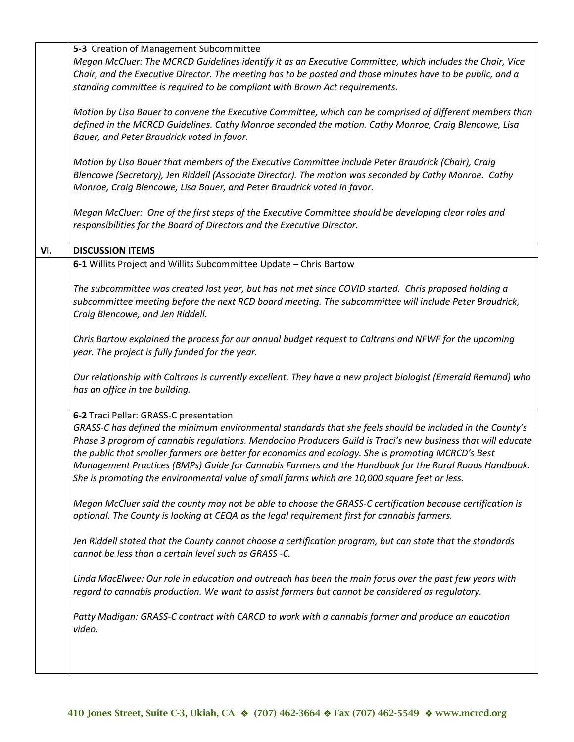| | |
|---|---|
| | **5-3** Creation of Management Subcommittee<br>*Megan McCluer: The MCRCD Guidelines identify it as an Executive Committee, which includes the Chair, Vice Chair, and the Executive Director. The meeting has to be posted and those minutes have to be public, and a standing committee is required to be compliant with Brown Act requirements.*<br><br>*Motion by Lisa Bauer to convene the Executive Committee, which can be comprised of different members than defined in the MCRCD Guidelines. Cathy Monroe seconded the motion. Cathy Monroe, Craig Blencowe, Lisa Bauer, and Peter Braudrick voted in favor.*<br><br>*Motion by Lisa Bauer that members of the Executive Committee include Peter Braudrick (Chair), Craig Blencowe (Secretary), Jen Riddell (Associate Director). The motion was seconded by Cathy Monroe. Cathy Monroe, Craig Blencowe, Lisa Bauer, and Peter Braudrick voted in favor.*<br><br>*Megan McCluer: One of the first steps of the Executive Committee should be developing clear roles and responsibilities for the Board of Directors and the Executive Director.* |
| **VI.** | **DISCUSSION ITEMS** |
| | **6-1** Willits Project and Willits Subcommittee Update – Chris Bartow<br><br>*The subcommittee was created last year, but has not met since COVID started. Chris proposed holding a subcommittee meeting before the next RCD board meeting. The subcommittee will include Peter Braudrick, Craig Blencowe, and Jen Riddell.*<br><br>*Chris Bartow explained the process for our annual budget request to Caltrans and NFWF for the upcoming year. The project is fully funded for the year.*<br><br>*Our relationship with Caltrans is currently excellent. They have a new project biologist (Emerald Remund) who has an office in the building.* |
| | **6-2** Traci Pellar: GRASS-C presentation<br>*GRASS-C has defined the minimum environmental standards that she feels should be included in the County's Phase 3 program of cannabis regulations. Mendocino Producers Guild is Traci's new business that will educate the public that smaller farmers are better for economics and ecology. She is promoting MCRCD's Best Management Practices (BMPs) Guide for Cannabis Farmers and the Handbook for the Rural Roads Handbook. She is promoting the environmental value of small farms which are 10,000 square feet or less.*<br><br>*Megan McCluer said the county may not be able to choose the GRASS-C certification because certification is optional. The County is looking at CEQA as the legal requirement first for cannabis farmers.*<br><br>*Jen Riddell stated that the County cannot choose a certification program, but can state that the standards cannot be less than a certain level such as GRASS -C.*<br><br>*Linda MacElwee: Our role in education and outreach has been the main focus over the past few years with regard to cannabis production. We want to assist farmers but cannot be considered as regulatory.*<br><br>*Patty Madigan: GRASS-C contract with CARCD to work with a cannabis farmer and produce an education video.* |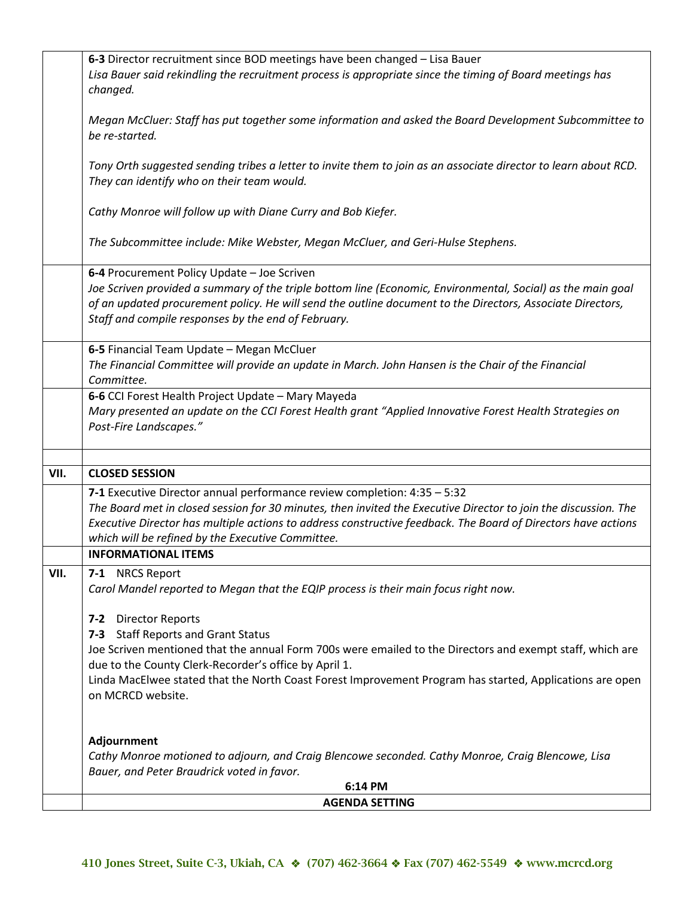| | |
|---|---|
| | **6-3** Director recruitment since BOD meetings have been changed – Lisa Bauer<br>*Lisa Bauer said rekindling the recruitment process is appropriate since the timing of Board meetings has changed.*<br><br>*Megan McCluer: Staff has put together some information and asked the Board Development Subcommittee to be re-started.*<br><br>*Tony Orth suggested sending tribes a letter to invite them to join as an associate director to learn about RCD. They can identify who on their team would.*<br><br>*Cathy Monroe will follow up with Diane Curry and Bob Kiefer.*<br><br>*The Subcommittee include: Mike Webster, Megan McCluer, and Geri-Hulse Stephens.* |
| | **6-4** Procurement Policy Update – Joe Scriven<br>*Joe Scriven provided a summary of the triple bottom line (Economic, Environmental, Social) as the main goal of an updated procurement policy. He will send the outline document to the Directors, Associate Directors, Staff and compile responses by the end of February.* |
| | **6-5** Financial Team Update – Megan McCluer<br>*The Financial Committee will provide an update in March. John Hansen is the Chair of the Financial Committee.* |
| | **6-6** CCI Forest Health Project Update – Mary Mayeda<br>*Mary presented an update on the CCI Forest Health grant "Applied Innovative Forest Health Strategies on Post-Fire Landscapes."* |
| | |
| **VII.** | **CLOSED SESSION** |
| | **7-1** Executive Director annual performance review completion: 4:35 – 5:32<br>*The Board met in closed session for 30 minutes, then invited the Executive Director to join the discussion. The Executive Director has multiple actions to address constructive feedback. The Board of Directors have actions which will be refined by the Executive Committee.* |
| | **INFORMATIONAL ITEMS** |
| **VII.** | **7-1** NRCS Report<br>*Carol Mandel reported to Megan that the EQIP process is their main focus right now.*<br><br>**7-2** Director Reports<br>**7-3** Staff Reports and Grant Status<br>Joe Scriven mentioned that the annual Form 700s were emailed to the Directors and exempt staff, which are due to the County Clerk-Recorder's office by April 1.<br>Linda MacElwee stated that the North Coast Forest Improvement Program has started, Applications are open on MCRCD website.<br><br>**Adjournment**<br>*Cathy Monroe motioned to adjourn, and Craig Blencowe seconded. Cathy Monroe, Craig Blencowe, Lisa Bauer, and Peter Braudrick voted in favor.*<br>**6:14 PM** |
| | **AGENDA SETTING** |

410 Jones Street, Suite C-3, Ukiah, CA ❖ (707) 462-3664 ❖ Fax (707) 462-5549 ❖ www.mcrcd.org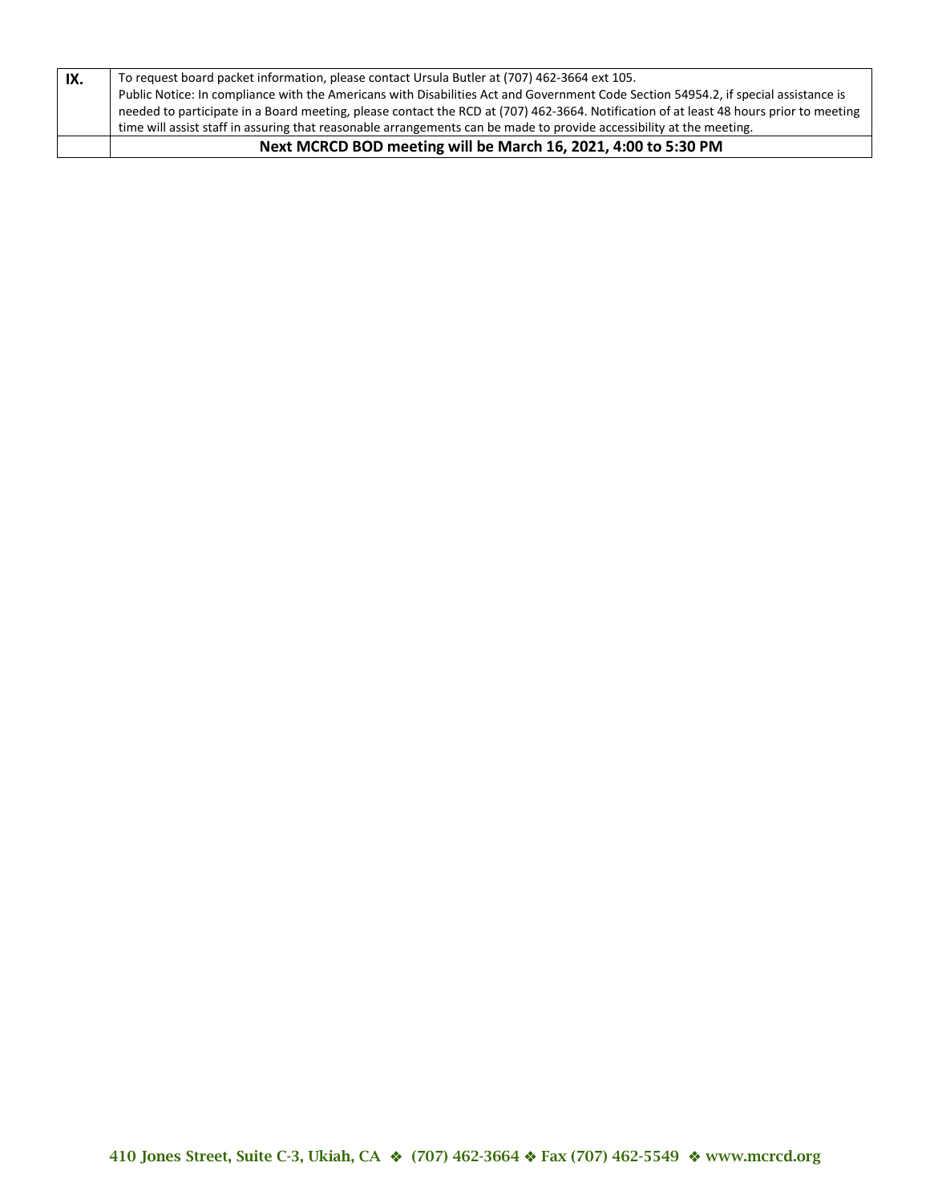| IX. | To request board packet information, please contact Ursula Butler at (707) 462-3664 ext 105.<br>Public Notice: In compliance with the Americans with Disabilities Act and Government Code Section 54954.2, if special assistance is needed to participate in a Board meeting, please contact the RCD at (707) 462-3664. Notification of at least 48 hours prior to meeting time will assist staff in assuring that reasonable arrangements can be made to provide accessibility at the meeting. |
|---|---|
| | **Next MCRCD BOD meeting will be March 16, 2021, 4:00 to 5:30 PM** |

**410 Jones Street, Suite C-3, Ukiah, CA ❖ (707) 462-3664 ❖ Fax (707) 462-5549 ❖ www.mcrcd.org**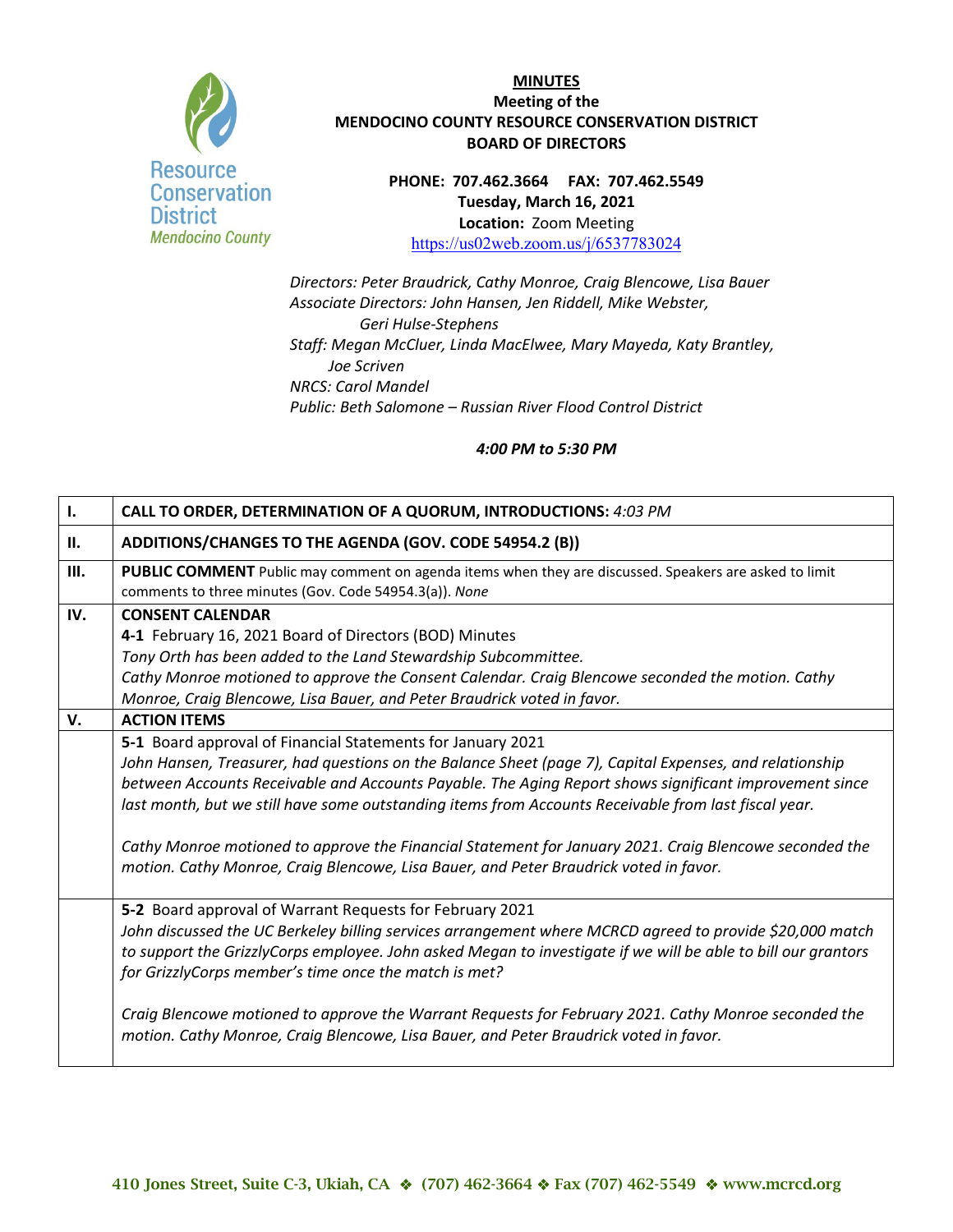Resource Conservation District
*Mendocino County*

**MINUTES**
**Meeting of the**
**MENDOCINO COUNTY RESOURCE CONSERVATION DISTRICT**
**BOARD OF DIRECTORS**

**PHONE: 707.462.3664 FAX: 707.462.5549**
**Tuesday, March 16, 2021**
**Location:** Zoom Meeting
https://us02web.zoom.us/j/6537783024

*Directors: Peter Braudrick, Cathy Monroe, Craig Blencowe, Lisa Bauer*
*Associate Directors: John Hansen, Jen Riddell, Mike Webster, Geri Hulse-Stephens*
*Staff: Megan McCluer, Linda MacElwee, Mary Mayeda, Katy Brantley, Joe Scriven*
*NRCS: Carol Mandel*
*Public: Beth Salomone – Russian River Flood Control District*

***4:00 PM to 5:30 PM***

| | |
|---|---|
| **I.** | **CALL TO ORDER, DETERMINATION OF A QUORUM, INTRODUCTIONS:** *4:03 PM* |
| **II.** | **ADDITIONS/CHANGES TO THE AGENDA (GOV. CODE 54954.2 (B))** |
| **III.** | **PUBLIC COMMENT** Public may comment on agenda items when they are discussed. Speakers are asked to limit comments to three minutes (Gov. Code 54954.3(a)). *None* |
| **IV.** | **CONSENT CALENDAR**<br>**4-1** February 16, 2021 Board of Directors (BOD) Minutes<br>*Tony Orth has been added to the Land Stewardship Subcommittee.*<br>*Cathy Monroe motioned to approve the Consent Calendar. Craig Blencowe seconded the motion. Cathy Monroe, Craig Blencowe, Lisa Bauer, and Peter Braudrick voted in favor.* |
| **V.** | **ACTION ITEMS** |
| | **5-1** Board approval of Financial Statements for January 2021<br>*John Hansen, Treasurer, had questions on the Balance Sheet (page 7), Capital Expenses, and relationship between Accounts Receivable and Accounts Payable. The Aging Report shows significant improvement since last month, but we still have some outstanding items from Accounts Receivable from last fiscal year.*<br><br>*Cathy Monroe motioned to approve the Financial Statement for January 2021. Craig Blencowe seconded the motion. Cathy Monroe, Craig Blencowe, Lisa Bauer, and Peter Braudrick voted in favor.* |
| | **5-2** Board approval of Warrant Requests for February 2021<br>*John discussed the UC Berkeley billing services arrangement where MCRCD agreed to provide $20,000 match to support the GrizzlyCorps employee. John asked Megan to investigate if we will be able to bill our grantors for GrizzlyCorps member's time once the match is met?*<br><br>*Craig Blencowe motioned to approve the Warrant Requests for February 2021. Cathy Monroe seconded the motion. Cathy Monroe, Craig Blencowe, Lisa Bauer, and Peter Braudrick voted in favor.* |

**410 Jones Street, Suite C-3, Ukiah, CA ❖ (707) 462-3664 ❖ Fax (707) 462-5549 ❖ www.mcrcd.org**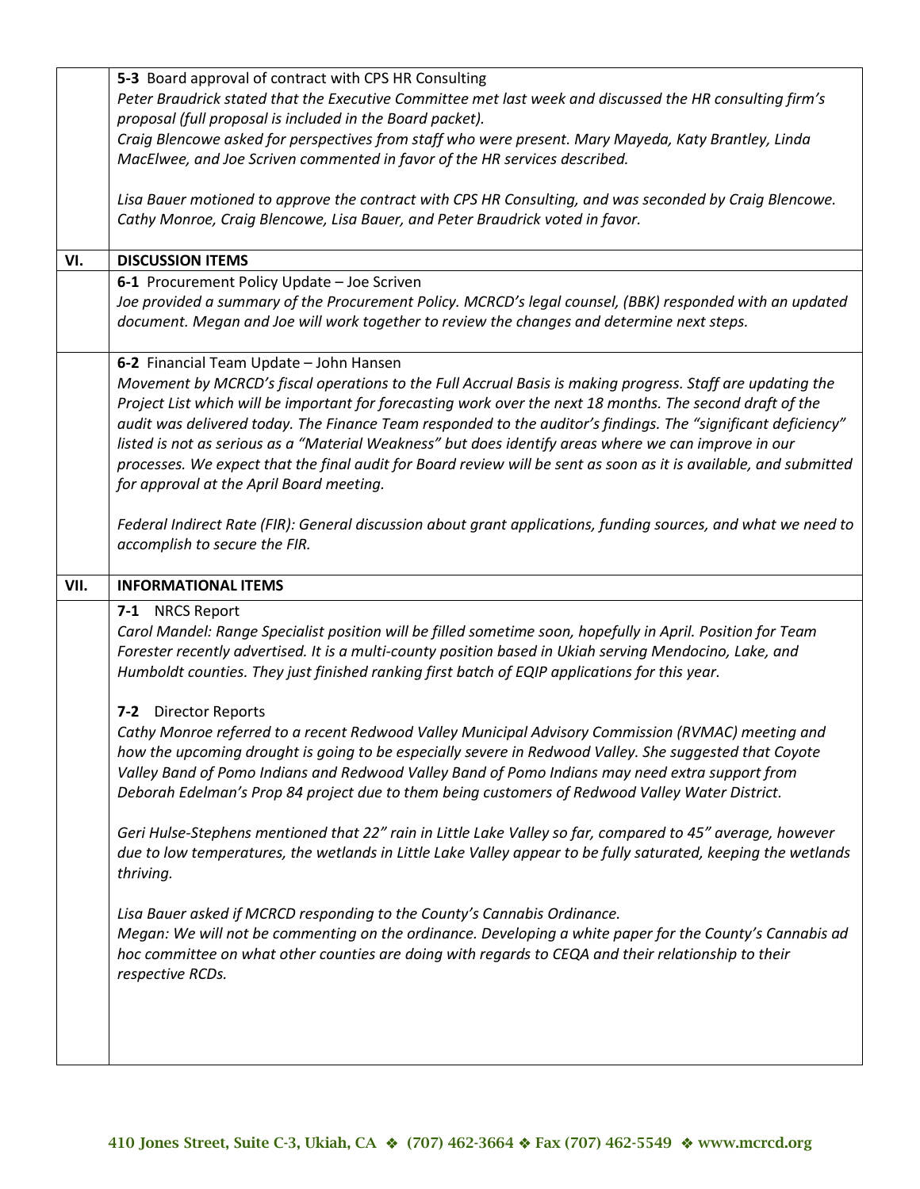| | |
|---|---|
| | **5-3** Board approval of contract with CPS HR Consulting<br>*Peter Braudrick stated that the Executive Committee met last week and discussed the HR consulting firm's proposal (full proposal is included in the Board packet).*<br>*Craig Blencowe asked for perspectives from staff who were present. Mary Mayeda, Katy Brantley, Linda MacElwee, and Joe Scriven commented in favor of the HR services described.*<br><br>*Lisa Bauer motioned to approve the contract with CPS HR Consulting, and was seconded by Craig Blencowe. Cathy Monroe, Craig Blencowe, Lisa Bauer, and Peter Braudrick voted in favor.* |
| **VI.** | **DISCUSSION ITEMS** |
| | **6-1** Procurement Policy Update – Joe Scriven<br>*Joe provided a summary of the Procurement Policy. MCRCD's legal counsel, (BBK) responded with an updated document. Megan and Joe will work together to review the changes and determine next steps.* |
| | **6-2** Financial Team Update – John Hansen<br>*Movement by MCRCD's fiscal operations to the Full Accrual Basis is making progress. Staff are updating the Project List which will be important for forecasting work over the next 18 months. The second draft of the audit was delivered today. The Finance Team responded to the auditor's findings. The "significant deficiency" listed is not as serious as a "Material Weakness" but does identify areas where we can improve in our processes. We expect that the final audit for Board review will be sent as soon as it is available, and submitted for approval at the April Board meeting.*<br><br>*Federal Indirect Rate (FIR): General discussion about grant applications, funding sources, and what we need to accomplish to secure the FIR.* |
| **VII.** | **INFORMATIONAL ITEMS** |
| | **7-1** NRCS Report<br>*Carol Mandel: Range Specialist position will be filled sometime soon, hopefully in April. Position for Team Forester recently advertised. It is a multi-county position based in Ukiah serving Mendocino, Lake, and Humboldt counties. They just finished ranking first batch of EQIP applications for this year.*<br><br>**7-2** Director Reports<br>*Cathy Monroe referred to a recent Redwood Valley Municipal Advisory Commission (RVMAC) meeting and how the upcoming drought is going to be especially severe in Redwood Valley. She suggested that Coyote Valley Band of Pomo Indians and Redwood Valley Band of Pomo Indians may need extra support from Deborah Edelman's Prop 84 project due to them being customers of Redwood Valley Water District.*<br><br>*Geri Hulse-Stephens mentioned that 22" rain in Little Lake Valley so far, compared to 45" average, however due to low temperatures, the wetlands in Little Lake Valley appear to be fully saturated, keeping the wetlands thriving.*<br><br>*Lisa Bauer asked if MCRCD responding to the County's Cannabis Ordinance.*<br>*Megan: We will not be commenting on the ordinance. Developing a white paper for the County's Cannabis ad hoc committee on what other counties are doing with regards to CEQA and their relationship to their respective RCDs.* |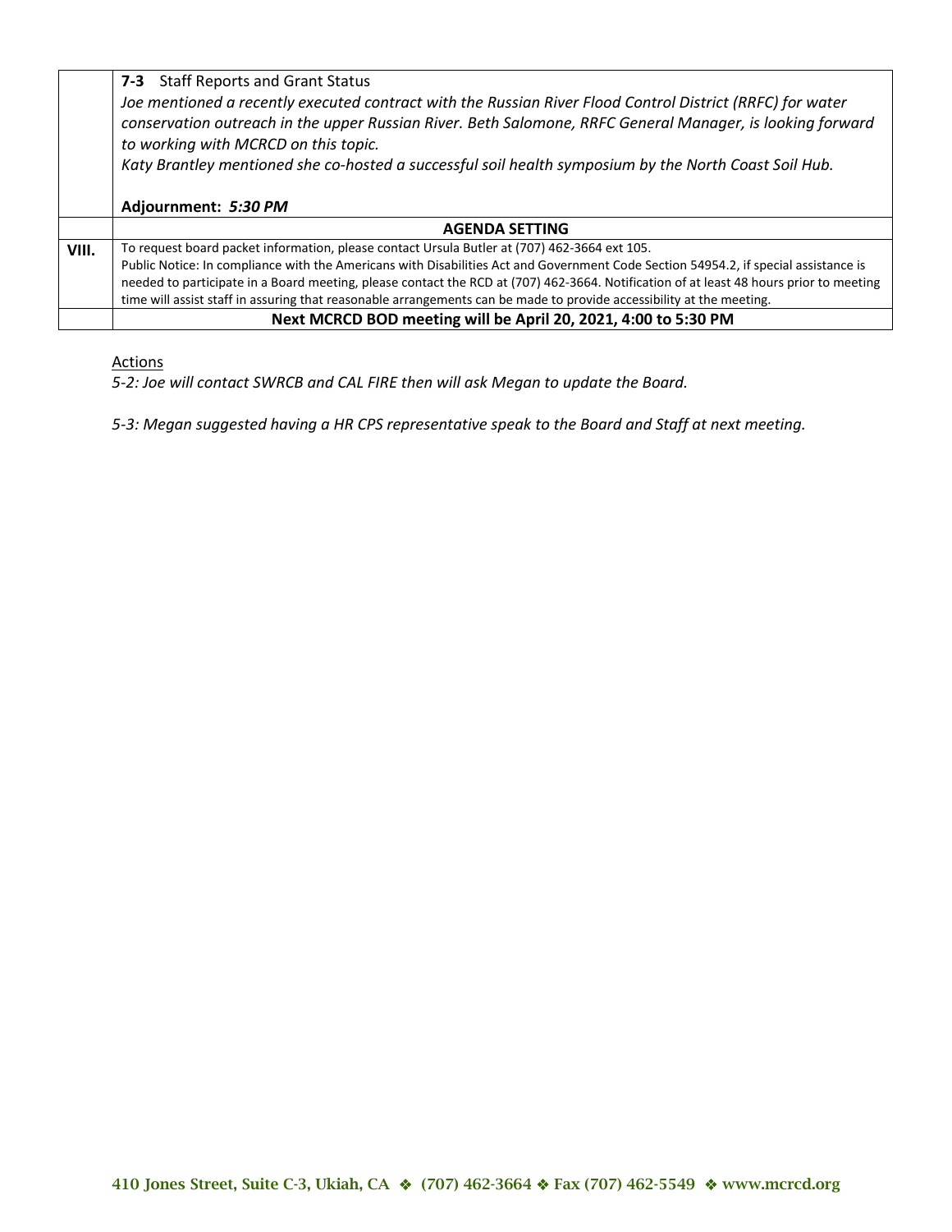| | |
|---|---|
| | **7-3** Staff Reports and Grant Status<br>*Joe mentioned a recently executed contract with the Russian River Flood Control District (RRFC) for water conservation outreach in the upper Russian River. Beth Salomone, RRFC General Manager, is looking forward to working with MCRCD on this topic.*<br>*Katy Brantley mentioned she co-hosted a successful soil health symposium by the North Coast Soil Hub.*<br><br>**Adjournment:** ***5:30 PM*** |
| | **AGENDA SETTING** |
| **VIII.** | To request board packet information, please contact Ursula Butler at (707) 462-3664 ext 105.<br>Public Notice: In compliance with the Americans with Disabilities Act and Government Code Section 54954.2, if special assistance is needed to participate in a Board meeting, please contact the RCD at (707) 462-3664. Notification of at least 48 hours prior to meeting time will assist staff in assuring that reasonable arrangements can be made to provide accessibility at the meeting. |
| | **Next MCRCD BOD meeting will be April 20, 2021, 4:00 to 5:30 PM** |

Actions

*5-2: Joe will contact SWRCB and CAL FIRE then will ask Megan to update the Board.*

*5-3: Megan suggested having a HR CPS representative speak to the Board and Staff at next meeting.*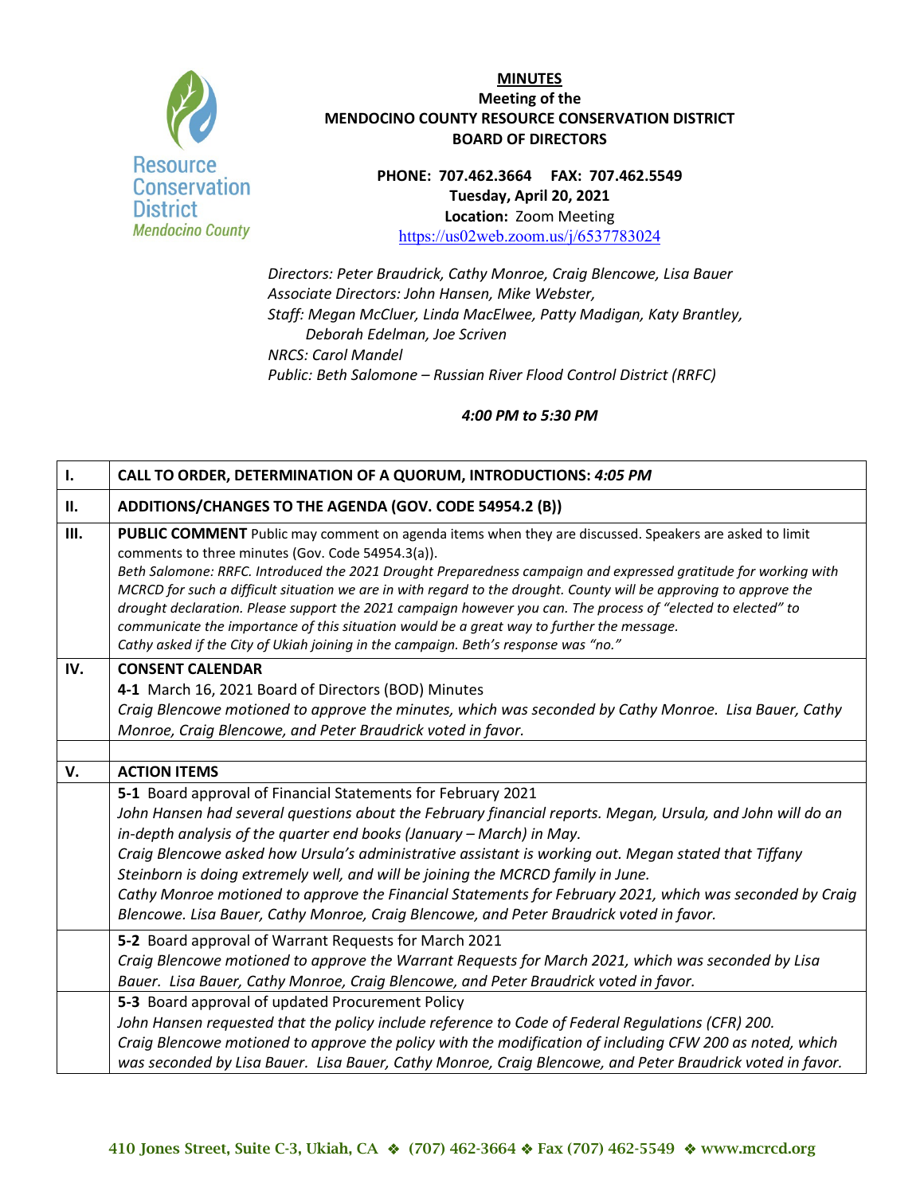**MINUTES**
**Meeting of the**
**MENDOCINO COUNTY RESOURCE CONSERVATION DISTRICT**
**BOARD OF DIRECTORS**

**PHONE: 707.462.3664 FAX: 707.462.5549**
**Tuesday, April 20, 2021**
**Location:** Zoom Meeting
https://us02web.zoom.us/j/6537783024

*Directors: Peter Braudrick, Cathy Monroe, Craig Blencowe, Lisa Bauer*
*Associate Directors: John Hansen, Mike Webster,*
*Staff: Megan McCluer, Linda MacElwee, Patty Madigan, Katy Brantley, Deborah Edelman, Joe Scriven*
*NRCS: Carol Mandel*
*Public: Beth Salomone – Russian River Flood Control District (RRFC)*

***4:00 PM to 5:30 PM***

| | |
|---|---|
| **I.** | **CALL TO ORDER, DETERMINATION OF A QUORUM, INTRODUCTIONS:** ***4:05 PM*** |
| **II.** | **ADDITIONS/CHANGES TO THE AGENDA (GOV. CODE 54954.2 (B))** |
| **III.** | **PUBLIC COMMENT** Public may comment on agenda items when they are discussed. Speakers are asked to limit comments to three minutes (Gov. Code 54954.3(a)).<br>*Beth Salomone: RRFC. Introduced the 2021 Drought Preparedness campaign and expressed gratitude for working with MCRCD for such a difficult situation we are in with regard to the drought. County will be approving to approve the drought declaration. Please support the 2021 campaign however you can. The process of "elected to elected" to communicate the importance of this situation would be a great way to further the message.*<br>*Cathy asked if the City of Ukiah joining in the campaign. Beth's response was "no."* |
| **IV.** | **CONSENT CALENDAR**<br>**4-1** March 16, 2021 Board of Directors (BOD) Minutes<br>*Craig Blencowe motioned to approve the minutes, which was seconded by Cathy Monroe. Lisa Bauer, Cathy Monroe, Craig Blencowe, and Peter Braudrick voted in favor.* |
| | |
| **V.** | **ACTION ITEMS** |
| | **5-1** Board approval of Financial Statements for February 2021<br>*John Hansen had several questions about the February financial reports. Megan, Ursula, and John will do an in-depth analysis of the quarter end books (January – March) in May.*<br>*Craig Blencowe asked how Ursula's administrative assistant is working out. Megan stated that Tiffany Steinborn is doing extremely well, and will be joining the MCRCD family in June.*<br>*Cathy Monroe motioned to approve the Financial Statements for February 2021, which was seconded by Craig Blencowe. Lisa Bauer, Cathy Monroe, Craig Blencowe, and Peter Braudrick voted in favor.* |
| | **5-2** Board approval of Warrant Requests for March 2021<br>*Craig Blencowe motioned to approve the Warrant Requests for March 2021, which was seconded by Lisa Bauer. Lisa Bauer, Cathy Monroe, Craig Blencowe, and Peter Braudrick voted in favor.* |
| | **5-3** Board approval of updated Procurement Policy<br>*John Hansen requested that the policy include reference to Code of Federal Regulations (CFR) 200.*<br>*Craig Blencowe motioned to approve the policy with the modification of including CFW 200 as noted, which was seconded by Lisa Bauer. Lisa Bauer, Cathy Monroe, Craig Blencowe, and Peter Braudrick voted in favor.* |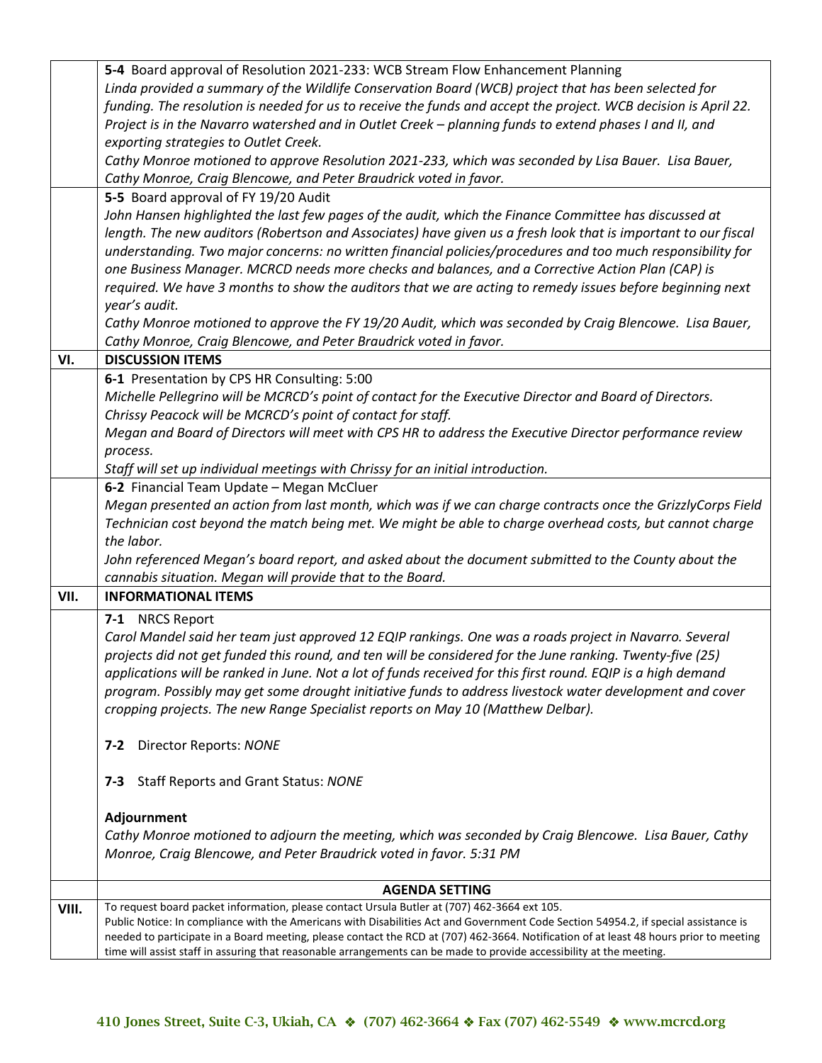| | |
|---|---|
| | **5-4** Board approval of Resolution 2021-233: WCB Stream Flow Enhancement Planning<br>*Linda provided a summary of the Wildlife Conservation Board (WCB) project that has been selected for funding. The resolution is needed for us to receive the funds and accept the project. WCB decision is April 22. Project is in the Navarro watershed and in Outlet Creek – planning funds to extend phases I and II, and exporting strategies to Outlet Creek.*<br>*Cathy Monroe motioned to approve Resolution 2021-233, which was seconded by Lisa Bauer. Lisa Bauer, Cathy Monroe, Craig Blencowe, and Peter Braudrick voted in favor.* |
| | **5-5** Board approval of FY 19/20 Audit<br>*John Hansen highlighted the last few pages of the audit, which the Finance Committee has discussed at length. The new auditors (Robertson and Associates) have given us a fresh look that is important to our fiscal understanding. Two major concerns: no written financial policies/procedures and too much responsibility for one Business Manager. MCRCD needs more checks and balances, and a Corrective Action Plan (CAP) is required. We have 3 months to show the auditors that we are acting to remedy issues before beginning next year's audit.*<br>*Cathy Monroe motioned to approve the FY 19/20 Audit, which was seconded by Craig Blencowe. Lisa Bauer, Cathy Monroe, Craig Blencowe, and Peter Braudrick voted in favor.* |
| **VI.** | **DISCUSSION ITEMS** |
| | **6-1** Presentation by CPS HR Consulting: 5:00<br>*Michelle Pellegrino will be MCRCD's point of contact for the Executive Director and Board of Directors.*<br>*Chrissy Peacock will be MCRCD's point of contact for staff.*<br>*Megan and Board of Directors will meet with CPS HR to address the Executive Director performance review process.*<br>*Staff will set up individual meetings with Chrissy for an initial introduction.* |
| | **6-2** Financial Team Update – Megan McCluer<br>*Megan presented an action from last month, which was if we can charge contracts once the GrizzlyCorps Field Technician cost beyond the match being met. We might be able to charge overhead costs, but cannot charge the labor.*<br>*John referenced Megan's board report, and asked about the document submitted to the County about the cannabis situation. Megan will provide that to the Board.* |
| **VII.** | **INFORMATIONAL ITEMS** |
| | **7-1** NRCS Report<br>*Carol Mandel said her team just approved 12 EQIP rankings. One was a roads project in Navarro. Several projects did not get funded this round, and ten will be considered for the June ranking. Twenty-five (25) applications will be ranked in June. Not a lot of funds received for this first round. EQIP is a high demand program. Possibly may get some drought initiative funds to address livestock water development and cover cropping projects. The new Range Specialist reports on May 10 (Matthew Delbar).*<br><br>**7-2** Director Reports: *NONE*<br><br>**7-3** Staff Reports and Grant Status: *NONE*<br><br>**Adjournment**<br>*Cathy Monroe motioned to adjourn the meeting, which was seconded by Craig Blencowe. Lisa Bauer, Cathy Monroe, Craig Blencowe, and Peter Braudrick voted in favor. 5:31 PM* |
| | **AGENDA SETTING** |
| **VIII.** | To request board packet information, please contact Ursula Butler at (707) 462-3664 ext 105.<br>Public Notice: In compliance with the Americans with Disabilities Act and Government Code Section 54954.2, if special assistance is needed to participate in a Board meeting, please contact the RCD at (707) 462-3664. Notification of at least 48 hours prior to meeting time will assist staff in assuring that reasonable arrangements can be made to provide accessibility at the meeting. |

**410 Jones Street, Suite C-3, Ukiah, CA ❖ (707) 462-3664 ❖ Fax (707) 462-5549 ❖ www.mcrcd.org**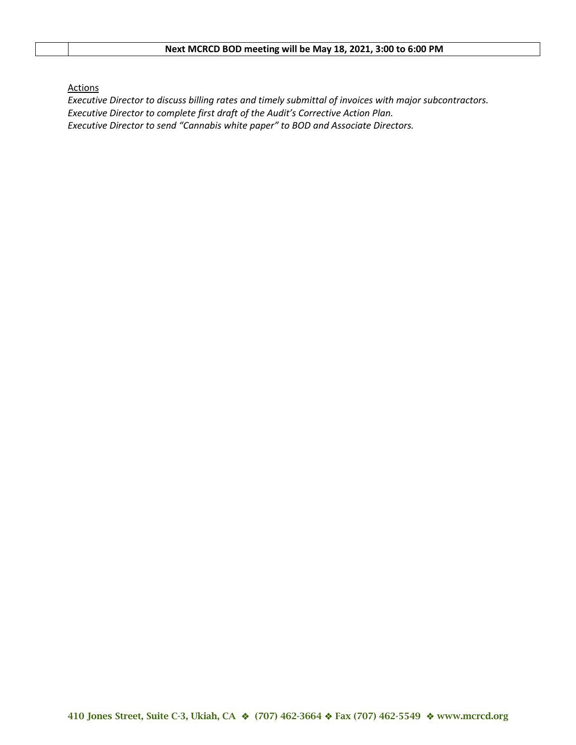| | **Next MCRCD BOD meeting will be May 18, 2021, 3:00 to 6:00 PM** |
|---|---|

Actions

*Executive Director to discuss billing rates and timely submittal of invoices with major subcontractors.*
*Executive Director to complete first draft of the Audit's Corrective Action Plan.*
*Executive Director to send "Cannabis white paper" to BOD and Associate Directors.*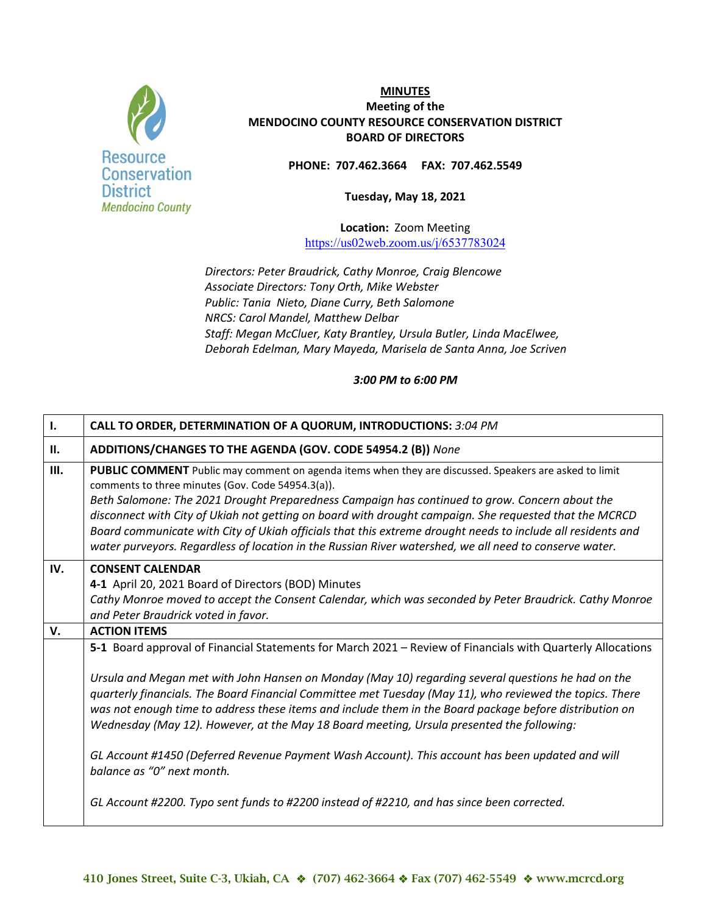**MINUTES**
**Meeting of the**
**MENDOCINO COUNTY RESOURCE CONSERVATION DISTRICT**
**BOARD OF DIRECTORS**

**PHONE: 707.462.3664 FAX: 707.462.5549**

**Tuesday, May 18, 2021**

**Location:** Zoom Meeting
https://us02web.zoom.us/j/6537783024

*Directors: Peter Braudrick, Cathy Monroe, Craig Blencowe*
*Associate Directors: Tony Orth, Mike Webster*
*Public: Tania Nieto, Diane Curry, Beth Salomone*
*NRCS: Carol Mandel, Matthew Delbar*
*Staff: Megan McCluer, Katy Brantley, Ursula Butler, Linda MacElwee, Deborah Edelman, Mary Mayeda, Marisela de Santa Anna, Joe Scriven*

***3:00 PM to 6:00 PM***

| | |
|---|---|
| **I.** | **CALL TO ORDER, DETERMINATION OF A QUORUM, INTRODUCTIONS:** *3:04 PM* |
| **II.** | **ADDITIONS/CHANGES TO THE AGENDA (GOV. CODE 54954.2 (B))** *None* |
| **III.** | **PUBLIC COMMENT** Public may comment on agenda items when they are discussed. Speakers are asked to limit comments to three minutes (Gov. Code 54954.3(a)).<br>*Beth Salomone: The 2021 Drought Preparedness Campaign has continued to grow. Concern about the disconnect with City of Ukiah not getting on board with drought campaign. She requested that the MCRCD Board communicate with City of Ukiah officials that this extreme drought needs to include all residents and water purveyors. Regardless of location in the Russian River watershed, we all need to conserve water.* |
| **IV.** | **CONSENT CALENDAR**<br>**4-1** April 20, 2021 Board of Directors (BOD) Minutes<br>*Cathy Monroe moved to accept the Consent Calendar, which was seconded by Peter Braudrick. Cathy Monroe and Peter Braudrick voted in favor.* |
| **V.** | **ACTION ITEMS** |
| | **5-1** Board approval of Financial Statements for March 2021 – Review of Financials with Quarterly Allocations<br><br>*Ursula and Megan met with John Hansen on Monday (May 10) regarding several questions he had on the quarterly financials. The Board Financial Committee met Tuesday (May 11), who reviewed the topics. There was not enough time to address these items and include them in the Board package before distribution on Wednesday (May 12). However, at the May 18 Board meeting, Ursula presented the following:*<br><br>*GL Account #1450 (Deferred Revenue Payment Wash Account). This account has been updated and will balance as "0" next month.*<br><br>*GL Account #2200. Typo sent funds to #2200 instead of #2210, and has since been corrected.* |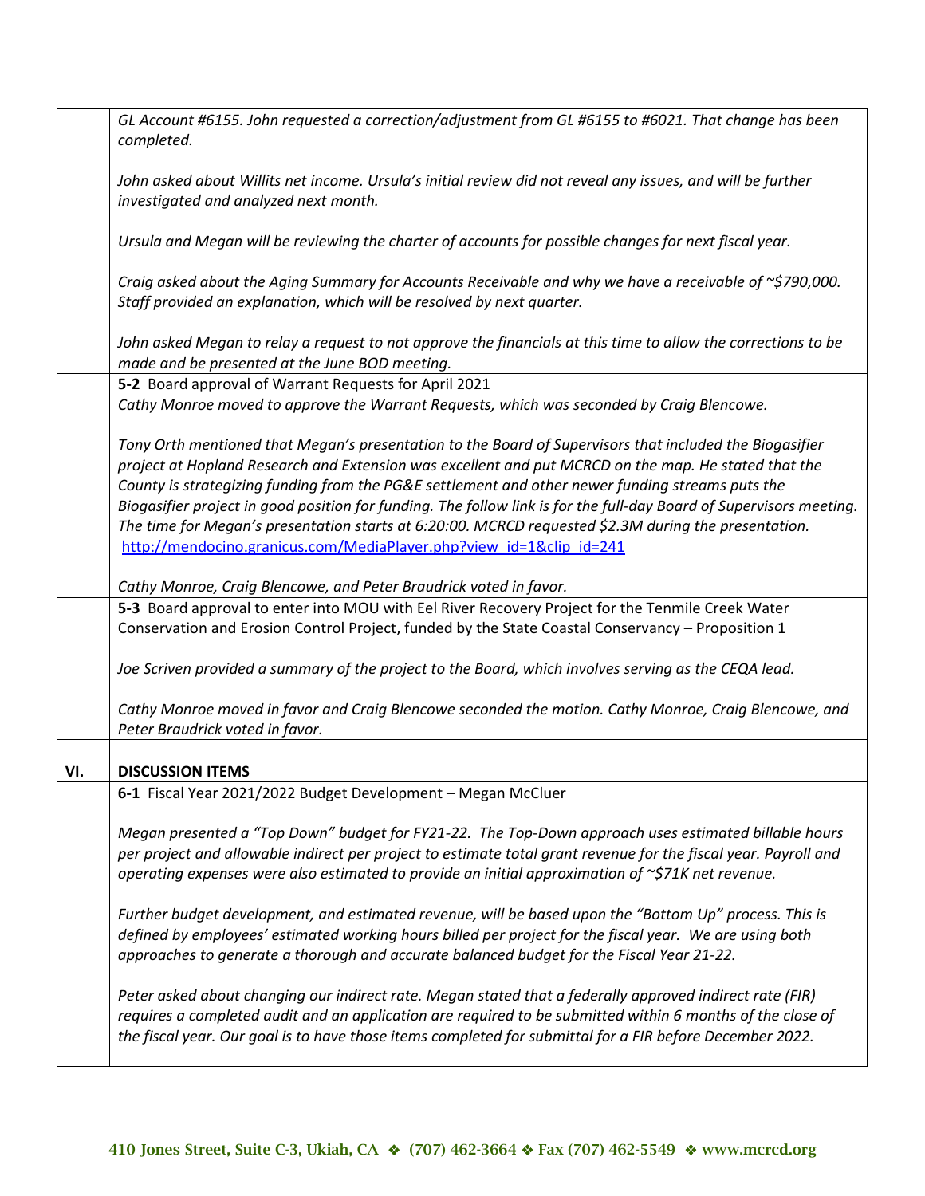| | |
|---|---|
| | *GL Account #6155. John requested a correction/adjustment from GL #6155 to #6021. That change has been completed.*<br><br>*John asked about Willits net income. Ursula's initial review did not reveal any issues, and will be further investigated and analyzed next month.*<br><br>*Ursula and Megan will be reviewing the charter of accounts for possible changes for next fiscal year.*<br><br>*Craig asked about the Aging Summary for Accounts Receivable and why we have a receivable of ~$790,000. Staff provided an explanation, which will be resolved by next quarter.*<br><br>*John asked Megan to relay a request to not approve the financials at this time to allow the corrections to be made and be presented at the June BOD meeting.* |
| | **5-2** Board approval of Warrant Requests for April 2021<br>*Cathy Monroe moved to approve the Warrant Requests, which was seconded by Craig Blencowe.*<br><br>*Tony Orth mentioned that Megan's presentation to the Board of Supervisors that included the Biogasifier project at Hopland Research and Extension was excellent and put MCRCD on the map. He stated that the County is strategizing funding from the PG&E settlement and other newer funding streams puts the Biogasifier project in good position for funding. The follow link is for the full-day Board of Supervisors meeting. The time for Megan's presentation starts at 6:20:00. MCRCD requested $2.3M during the presentation.* [http://mendocino.granicus.com/MediaPlayer.php?view_id=1&clip_id=241](http://mendocino.granicus.com/MediaPlayer.php?view_id=1&clip_id=241)<br><br>*Cathy Monroe, Craig Blencowe, and Peter Braudrick voted in favor.* |
| | **5-3** Board approval to enter into MOU with Eel River Recovery Project for the Tenmile Creek Water Conservation and Erosion Control Project, funded by the State Coastal Conservancy – Proposition 1<br><br>*Joe Scriven provided a summary of the project to the Board, which involves serving as the CEQA lead.*<br><br>*Cathy Monroe moved in favor and Craig Blencowe seconded the motion. Cathy Monroe, Craig Blencowe, and Peter Braudrick voted in favor.* |
| | |
| **VI.** | **DISCUSSION ITEMS** |
| | **6-1** Fiscal Year 2021/2022 Budget Development – Megan McCluer<br><br>*Megan presented a "Top Down" budget for FY21-22. The Top-Down approach uses estimated billable hours per project and allowable indirect per project to estimate total grant revenue for the fiscal year. Payroll and operating expenses were also estimated to provide an initial approximation of ~$71K net revenue.*<br><br>*Further budget development, and estimated revenue, will be based upon the "Bottom Up" process. This is defined by employees' estimated working hours billed per project for the fiscal year. We are using both approaches to generate a thorough and accurate balanced budget for the Fiscal Year 21-22.*<br><br>*Peter asked about changing our indirect rate. Megan stated that a federally approved indirect rate (FIR) requires a completed audit and an application are required to be submitted within 6 months of the close of the fiscal year. Our goal is to have those items completed for submittal for a FIR before December 2022.* |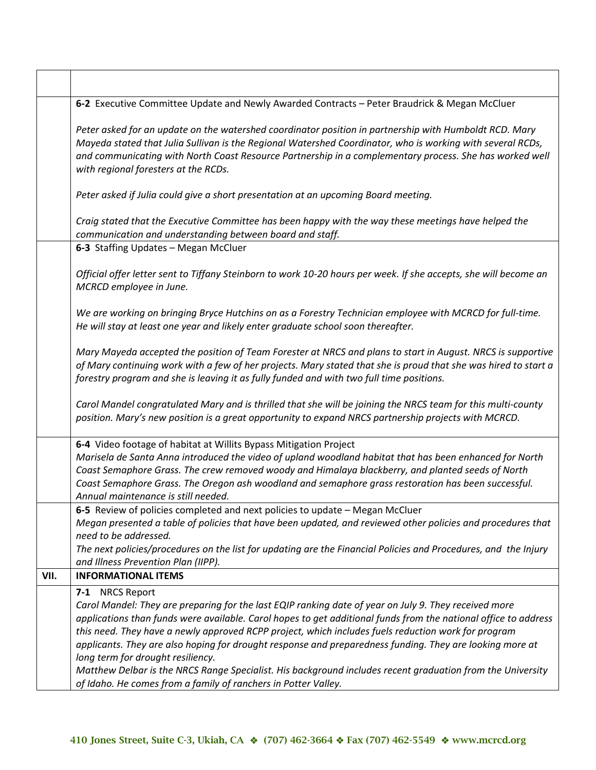| | |
|---|---|
| | |
| | **6-2** Executive Committee Update and Newly Awarded Contracts – Peter Braudrick & Megan McCluer<br><br>*Peter asked for an update on the watershed coordinator position in partnership with Humboldt RCD. Mary Mayeda stated that Julia Sullivan is the Regional Watershed Coordinator, who is working with several RCDs, and communicating with North Coast Resource Partnership in a complementary process. She has worked well with regional foresters at the RCDs.*<br><br>*Peter asked if Julia could give a short presentation at an upcoming Board meeting.*<br><br>*Craig stated that the Executive Committee has been happy with the way these meetings have helped the communication and understanding between board and staff.* |
| | **6-3** Staffing Updates – Megan McCluer<br><br>*Official offer letter sent to Tiffany Steinborn to work 10-20 hours per week. If she accepts, she will become an MCRCD employee in June.*<br><br>*We are working on bringing Bryce Hutchins on as a Forestry Technician employee with MCRCD for full-time. He will stay at least one year and likely enter graduate school soon thereafter.*<br><br>*Mary Mayeda accepted the position of Team Forester at NRCS and plans to start in August. NRCS is supportive of Mary continuing work with a few of her projects. Mary stated that she is proud that she was hired to start a forestry program and she is leaving it as fully funded and with two full time positions.*<br><br>*Carol Mandel congratulated Mary and is thrilled that she will be joining the NRCS team for this multi-county position. Mary's new position is a great opportunity to expand NRCS partnership projects with MCRCD.* |
| | **6-4** Video footage of habitat at Willits Bypass Mitigation Project<br>*Marisela de Santa Anna introduced the video of upland woodland habitat that has been enhanced for North Coast Semaphore Grass. The crew removed woody and Himalaya blackberry, and planted seeds of North Coast Semaphore Grass. The Oregon ash woodland and semaphore grass restoration has been successful. Annual maintenance is still needed.* |
| | **6-5** Review of policies completed and next policies to update – Megan McCluer<br>*Megan presented a table of policies that have been updated, and reviewed other policies and procedures that need to be addressed.*<br>*The next policies/procedures on the list for updating are the Financial Policies and Procedures, and the Injury and Illness Prevention Plan (IIPP).* |
| **VII.** | **INFORMATIONAL ITEMS** |
| | **7-1** NRCS Report<br>*Carol Mandel: They are preparing for the last EQIP ranking date of year on July 9. They received more applications than funds were available. Carol hopes to get additional funds from the national office to address this need. They have a newly approved RCPP project, which includes fuels reduction work for program applicants. They are also hoping for drought response and preparedness funding. They are looking more at long term for drought resiliency.*<br>*Matthew Delbar is the NRCS Range Specialist. His background includes recent graduation from the University of Idaho. He comes from a family of ranchers in Potter Valley.* |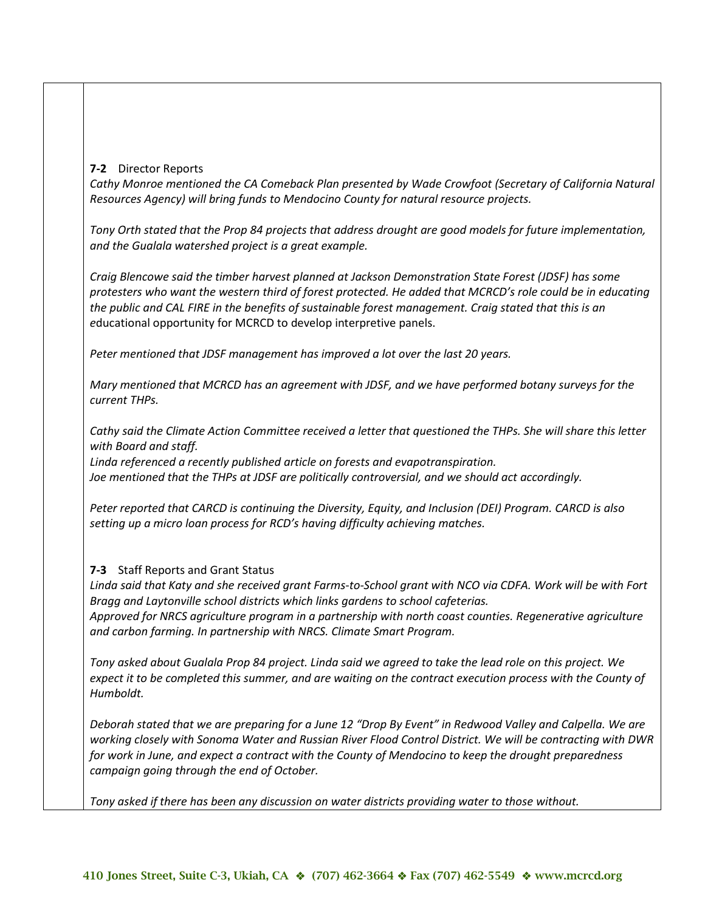**7-2** Director Reports

*Cathy Monroe mentioned the CA Comeback Plan presented by Wade Crowfoot (Secretary of California Natural Resources Agency) will bring funds to Mendocino County for natural resource projects.*

*Tony Orth stated that the Prop 84 projects that address drought are good models for future implementation, and the Gualala watershed project is a great example.*

*Craig Blencowe said the timber harvest planned at Jackson Demonstration State Forest (JDSF) has some protesters who want the western third of forest protected. He added that MCRCD's role could be in educating the public and CAL FIRE in the benefits of sustainable forest management. Craig stated that this is an* educational opportunity for MCRCD to develop interpretive panels.

*Peter mentioned that JDSF management has improved a lot over the last 20 years.*

*Mary mentioned that MCRCD has an agreement with JDSF, and we have performed botany surveys for the current THPs.*

*Cathy said the Climate Action Committee received a letter that questioned the THPs. She will share this letter with Board and staff.*
*Linda referenced a recently published article on forests and evapotranspiration.*
*Joe mentioned that the THPs at JDSF are politically controversial, and we should act accordingly.*

*Peter reported that CARCD is continuing the Diversity, Equity, and Inclusion (DEI) Program. CARCD is also setting up a micro loan process for RCD's having difficulty achieving matches.*

**7-3** Staff Reports and Grant Status

*Linda said that Katy and she received grant Farms-to-School grant with NCO via CDFA. Work will be with Fort Bragg and Laytonville school districts which links gardens to school cafeterias.*
*Approved for NRCS agriculture program in a partnership with north coast counties. Regenerative agriculture and carbon farming. In partnership with NRCS. Climate Smart Program.*

*Tony asked about Gualala Prop 84 project. Linda said we agreed to take the lead role on this project. We expect it to be completed this summer, and are waiting on the contract execution process with the County of Humboldt.*

*Deborah stated that we are preparing for a June 12 "Drop By Event" in Redwood Valley and Calpella. We are working closely with Sonoma Water and Russian River Flood Control District. We will be contracting with DWR for work in June, and expect a contract with the County of Mendocino to keep the drought preparedness campaign going through the end of October.*

*Tony asked if there has been any discussion on water districts providing water to those without.*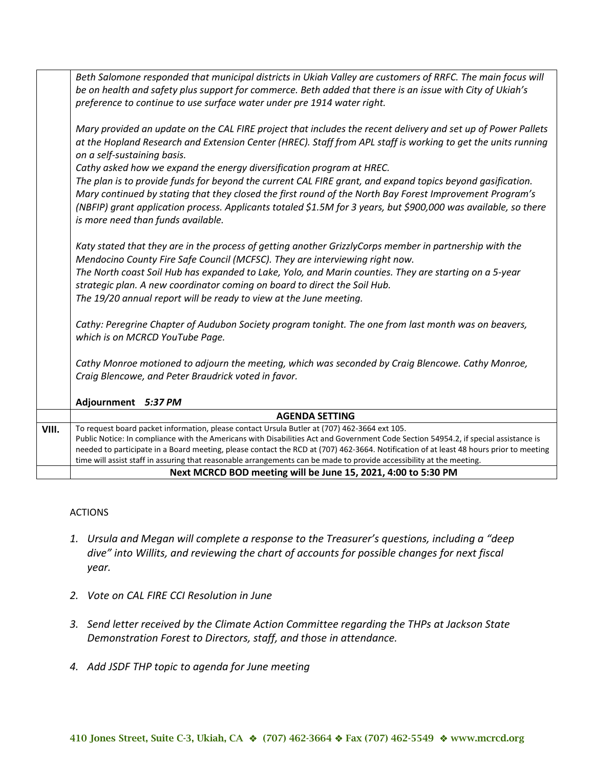| | |
|---|---|
| | *Beth Salomone responded that municipal districts in Ukiah Valley are customers of RRFC. The main focus will be on health and safety plus support for commerce. Beth added that there is an issue with City of Ukiah's preference to continue to use surface water under pre 1914 water right.*<br><br>*Mary provided an update on the CAL FIRE project that includes the recent delivery and set up of Power Pallets at the Hopland Research and Extension Center (HREC). Staff from APL staff is working to get the units running on a self-sustaining basis.*<br>*Cathy asked how we expand the energy diversification program at HREC.*<br>*The plan is to provide funds for beyond the current CAL FIRE grant, and expand topics beyond gasification.*<br>*Mary continued by stating that they closed the first round of the North Bay Forest Improvement Program's (NBFIP) grant application process. Applicants totaled $1.5M for 3 years, but $900,000 was available, so there is more need than funds available.*<br><br>*Katy stated that they are in the process of getting another GrizzlyCorps member in partnership with the Mendocino County Fire Safe Council (MCFSC). They are interviewing right now.*<br>*The North coast Soil Hub has expanded to Lake, Yolo, and Marin counties. They are starting on a 5-year strategic plan. A new coordinator coming on board to direct the Soil Hub.*<br>*The 19/20 annual report will be ready to view at the June meeting.*<br><br>*Cathy: Peregrine Chapter of Audubon Society program tonight. The one from last month was on beavers, which is on MCRCD YouTube Page.*<br><br>*Cathy Monroe motioned to adjourn the meeting, which was seconded by Craig Blencowe. Cathy Monroe, Craig Blencowe, and Peter Braudrick voted in favor.*<br><br>**Adjournment** ***5:37 PM*** |
| | **AGENDA SETTING** |
| **VIII.** | To request board packet information, please contact Ursula Butler at (707) 462-3664 ext 105.<br>Public Notice: In compliance with the Americans with Disabilities Act and Government Code Section 54954.2, if special assistance is needed to participate in a Board meeting, please contact the RCD at (707) 462-3664. Notification of at least 48 hours prior to meeting time will assist staff in assuring that reasonable arrangements can be made to provide accessibility at the meeting. |
| | **Next MCRCD BOD meeting will be June 15, 2021, 4:00 to 5:30 PM** |

ACTIONS

1. *Ursula and Megan will complete a response to the Treasurer's questions, including a "deep dive" into Willits, and reviewing the chart of accounts for possible changes for next fiscal year.*

2. *Vote on CAL FIRE CCI Resolution in June*

3. *Send letter received by the Climate Action Committee regarding the THPs at Jackson State Demonstration Forest to Directors, staff, and those in attendance.*

4. *Add JSDF THP topic to agenda for June meeting*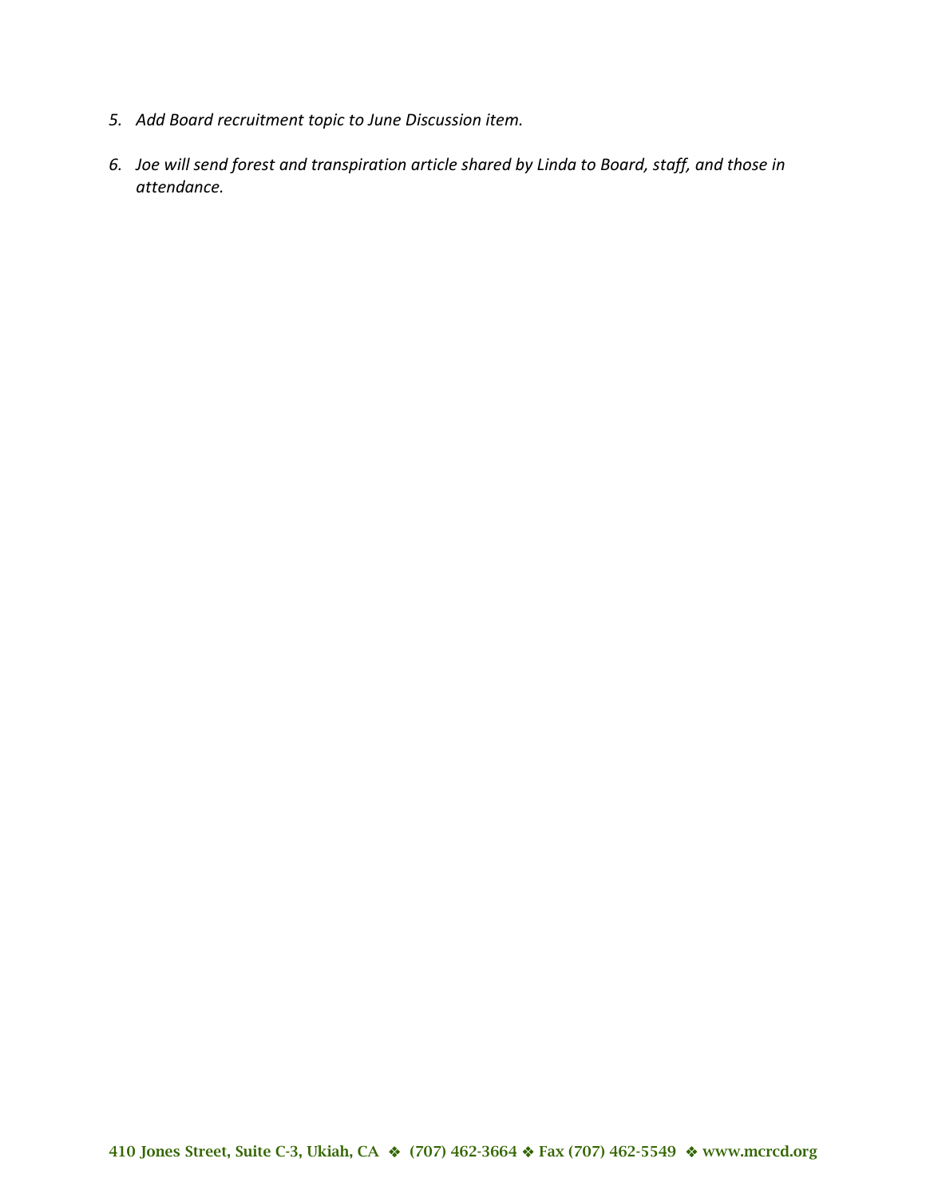5. *Add Board recruitment topic to June Discussion item.*
6. *Joe will send forest and transpiration article shared by Linda to Board, staff, and those in attendance.*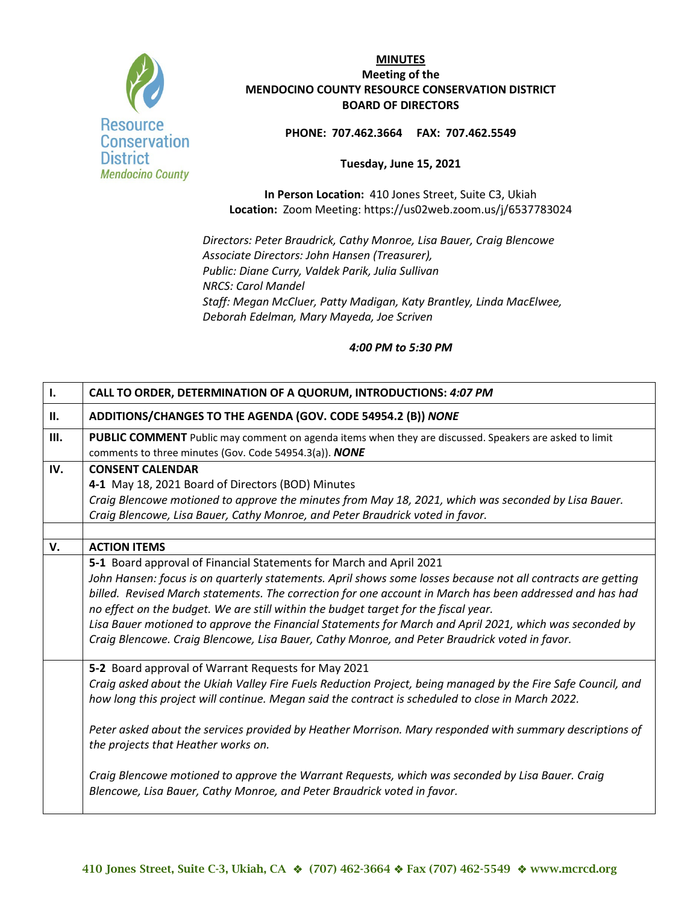**MINUTES**
**Meeting of the**
**MENDOCINO COUNTY RESOURCE CONSERVATION DISTRICT**
**BOARD OF DIRECTORS**

**PHONE: 707.462.3664 FAX: 707.462.5549**

**Tuesday, June 15, 2021**

**In Person Location:** 410 Jones Street, Suite C3, Ukiah
**Location:** Zoom Meeting: https://us02web.zoom.us/j/6537783024

*Directors: Peter Braudrick, Cathy Monroe, Lisa Bauer, Craig Blencowe*
*Associate Directors: John Hansen (Treasurer),*
*Public: Diane Curry, Valdek Parik, Julia Sullivan*
*NRCS: Carol Mandel*
*Staff: Megan McCluer, Patty Madigan, Katy Brantley, Linda MacElwee, Deborah Edelman, Mary Mayeda, Joe Scriven*

***4:00 PM to 5:30 PM***

| | |
|---|---|
| **I.** | **CALL TO ORDER, DETERMINATION OF A QUORUM, INTRODUCTIONS:** ***4:07 PM*** |
| **II.** | **ADDITIONS/CHANGES TO THE AGENDA (GOV. CODE 54954.2 (B))** ***NONE*** |
| **III.** | **PUBLIC COMMENT** Public may comment on agenda items when they are discussed. Speakers are asked to limit comments to three minutes (Gov. Code 54954.3(a)). ***NONE*** |
| **IV.** | **CONSENT CALENDAR**<br>**4-1** May 18, 2021 Board of Directors (BOD) Minutes<br>*Craig Blencowe motioned to approve the minutes from May 18, 2021, which was seconded by Lisa Bauer. Craig Blencowe, Lisa Bauer, Cathy Monroe, and Peter Braudrick voted in favor.* |
| | |
| **V.** | **ACTION ITEMS** |
| | **5-1** Board approval of Financial Statements for March and April 2021<br>*John Hansen: focus is on quarterly statements. April shows some losses because not all contracts are getting billed. Revised March statements. The correction for one account in March has been addressed and has had no effect on the budget. We are still within the budget target for the fiscal year.*<br>*Lisa Bauer motioned to approve the Financial Statements for March and April 2021, which was seconded by Craig Blencowe. Craig Blencowe, Lisa Bauer, Cathy Monroe, and Peter Braudrick voted in favor.* |
| | **5-2** Board approval of Warrant Requests for May 2021<br>*Craig asked about the Ukiah Valley Fire Fuels Reduction Project, being managed by the Fire Safe Council, and how long this project will continue. Megan said the contract is scheduled to close in March 2022.*<br><br>*Peter asked about the services provided by Heather Morrison. Mary responded with summary descriptions of the projects that Heather works on.*<br><br>*Craig Blencowe motioned to approve the Warrant Requests, which was seconded by Lisa Bauer. Craig Blencowe, Lisa Bauer, Cathy Monroe, and Peter Braudrick voted in favor.* |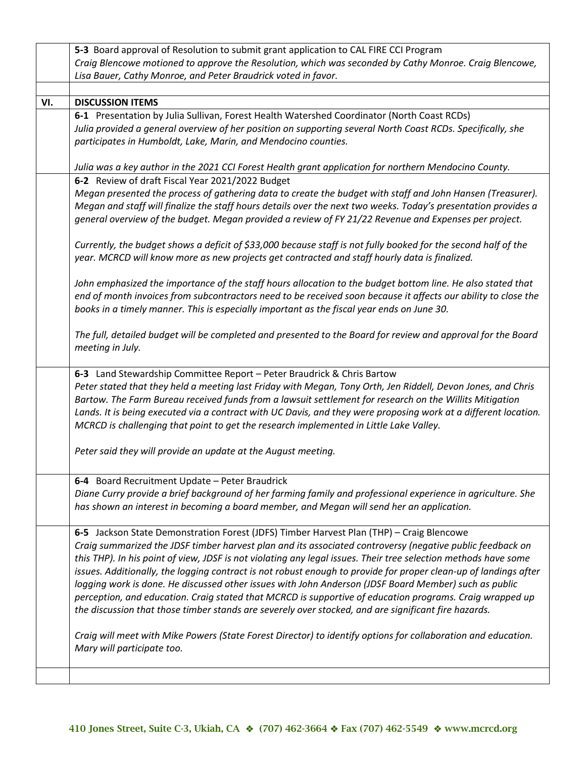| | |
|---|---|
| | **5-3** Board approval of Resolution to submit grant application to CAL FIRE CCI Program<br>*Craig Blencowe motioned to approve the Resolution, which was seconded by Cathy Monroe. Craig Blencowe, Lisa Bauer, Cathy Monroe, and Peter Braudrick voted in favor.* |
| | |
| **VI.** | **DISCUSSION ITEMS** |
| | **6-1** Presentation by Julia Sullivan, Forest Health Watershed Coordinator (North Coast RCDs)<br>*Julia provided a general overview of her position on supporting several North Coast RCDs. Specifically, she participates in Humboldt, Lake, Marin, and Mendocino counties.*<br><br>*Julia was a key author in the 2021 CCI Forest Health grant application for northern Mendocino County.* |
| | **6-2** Review of draft Fiscal Year 2021/2022 Budget<br>*Megan presented the process of gathering data to create the budget with staff and John Hansen (Treasurer). Megan and staff will finalize the staff hours details over the next two weeks. Today's presentation provides a general overview of the budget. Megan provided a review of FY 21/22 Revenue and Expenses per project.*<br><br>*Currently, the budget shows a deficit of $33,000 because staff is not fully booked for the second half of the year. MCRCD will know more as new projects get contracted and staff hourly data is finalized.*<br><br>*John emphasized the importance of the staff hours allocation to the budget bottom line. He also stated that end of month invoices from subcontractors need to be received soon because it affects our ability to close the books in a timely manner. This is especially important as the fiscal year ends on June 30.*<br><br>*The full, detailed budget will be completed and presented to the Board for review and approval for the Board meeting in July.* |
| | **6-3** Land Stewardship Committee Report – Peter Braudrick & Chris Bartow<br>*Peter stated that they held a meeting last Friday with Megan, Tony Orth, Jen Riddell, Devon Jones, and Chris Bartow. The Farm Bureau received funds from a lawsuit settlement for research on the Willits Mitigation Lands. It is being executed via a contract with UC Davis, and they were proposing work at a different location. MCRCD is challenging that point to get the research implemented in Little Lake Valley.*<br><br>*Peter said they will provide an update at the August meeting.* |
| | **6-4** Board Recruitment Update – Peter Braudrick<br>*Diane Curry provide a brief background of her farming family and professional experience in agriculture. She has shown an interest in becoming a board member, and Megan will send her an application.* |
| | **6-5** Jackson State Demonstration Forest (JDFS) Timber Harvest Plan (THP) – Craig Blencowe<br>*Craig summarized the JDSF timber harvest plan and its associated controversy (negative public feedback on this THP). In his point of view, JDSF is not violating any legal issues. Their tree selection methods have some issues. Additionally, the logging contract is not robust enough to provide for proper clean-up of landings after logging work is done. He discussed other issues with John Anderson (JDSF Board Member) such as public perception, and education. Craig stated that MCRCD is supportive of education programs. Craig wrapped up the discussion that those timber stands are severely over stocked, and are significant fire hazards.*<br><br>*Craig will meet with Mike Powers (State Forest Director) to identify options for collaboration and education. Mary will participate too.* |
| | |

**410 Jones Street, Suite C-3, Ukiah, CA ❖ (707) 462-3664 ❖ Fax (707) 462-5549 ❖ www.mcrcd.org**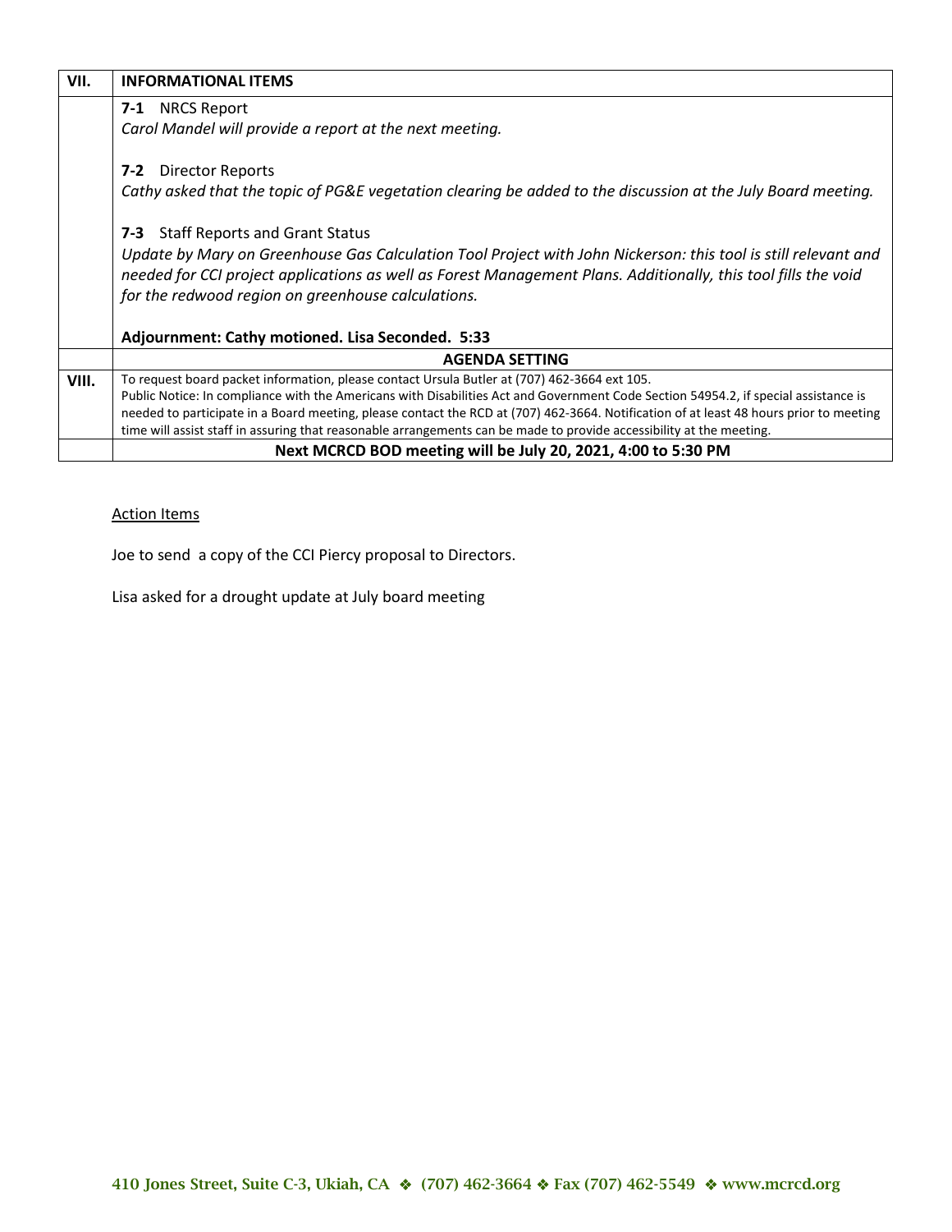| VII. | **INFORMATIONAL ITEMS** |
|---|---|
| | **7-1** NRCS Report<br>*Carol Mandel will provide a report at the next meeting.*<br><br>**7-2** Director Reports<br>*Cathy asked that the topic of PG&E vegetation clearing be added to the discussion at the July Board meeting.*<br><br>**7-3** Staff Reports and Grant Status<br>*Update by Mary on Greenhouse Gas Calculation Tool Project with John Nickerson: this tool is still relevant and needed for CCI project applications as well as Forest Management Plans. Additionally, this tool fills the void for the redwood region on greenhouse calculations.*<br><br>**Adjournment: Cathy motioned. Lisa Seconded. 5:33** |
| | **AGENDA SETTING** |
| **VIII.** | To request board packet information, please contact Ursula Butler at (707) 462-3664 ext 105.<br>Public Notice: In compliance with the Americans with Disabilities Act and Government Code Section 54954.2, if special assistance is needed to participate in a Board meeting, please contact the RCD at (707) 462-3664. Notification of at least 48 hours prior to meeting time will assist staff in assuring that reasonable arrangements can be made to provide accessibility at the meeting. |
| | **Next MCRCD BOD meeting will be July 20, 2021, 4:00 to 5:30 PM** |

Action Items

Joe to send a copy of the CCI Piercy proposal to Directors.

Lisa asked for a drought update at July board meeting

**410 Jones Street, Suite C-3, Ukiah, CA ❖ (707) 462-3664 ❖ Fax (707) 462-5549 ❖ www.mcrcd.org**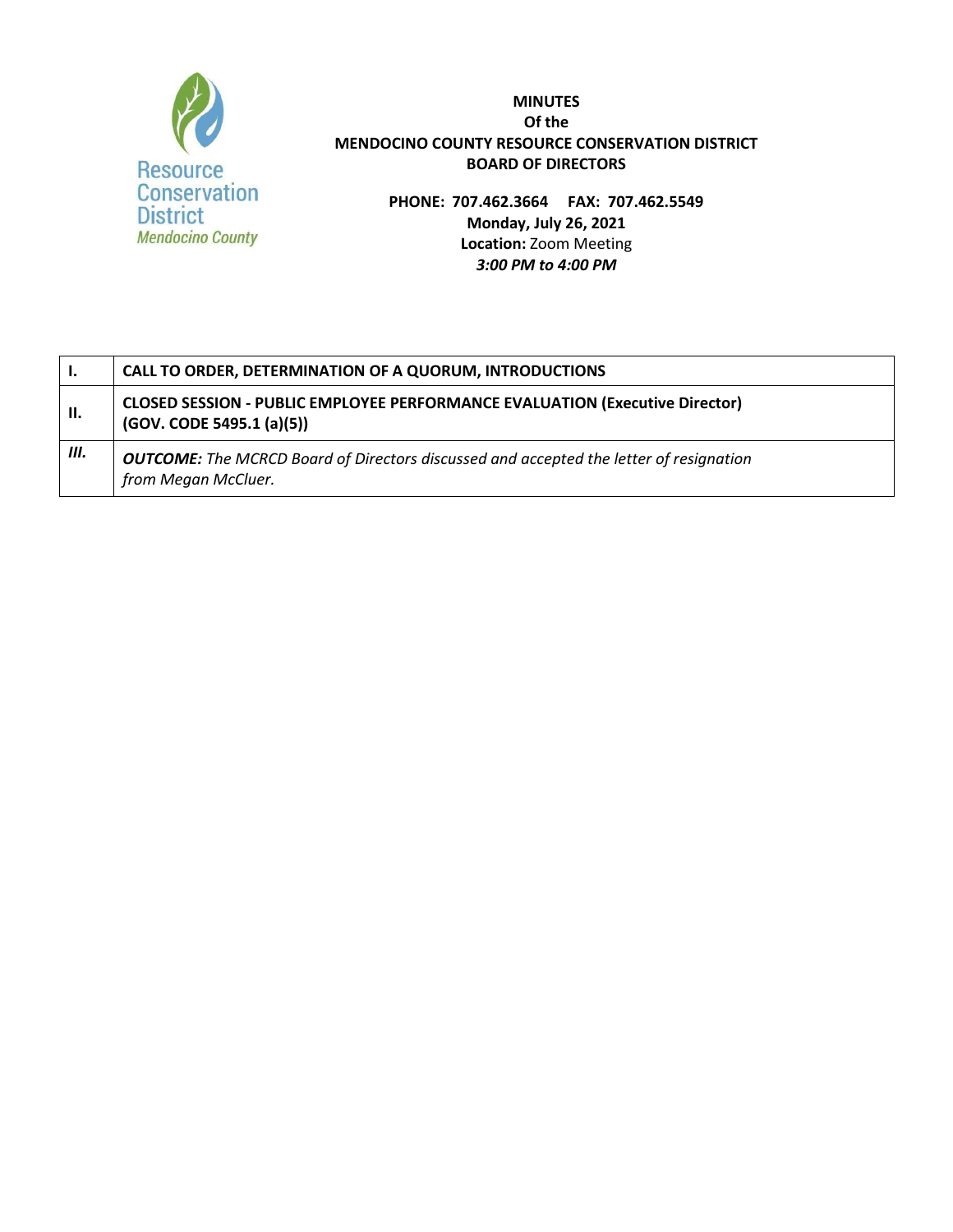**MINUTES**
**Of the**
**MENDOCINO COUNTY RESOURCE CONSERVATION DISTRICT**
**BOARD OF DIRECTORS**

**PHONE: 707.462.3664 FAX: 707.462.5549**
**Monday, July 26, 2021**
**Location:** Zoom Meeting
***3:00 PM to 4:00 PM***

| | |
|---|---|
| **I.** | **CALL TO ORDER, DETERMINATION OF A QUORUM, INTRODUCTIONS** |
| **II.** | **CLOSED SESSION - PUBLIC EMPLOYEE PERFORMANCE EVALUATION (Executive Director) (GOV. CODE 5495.1 (a)(5))** |
| ***III.*** | ***OUTCOME:*** *The MCRCD Board of Directors discussed and accepted the letter of resignation from Megan McCluer.* |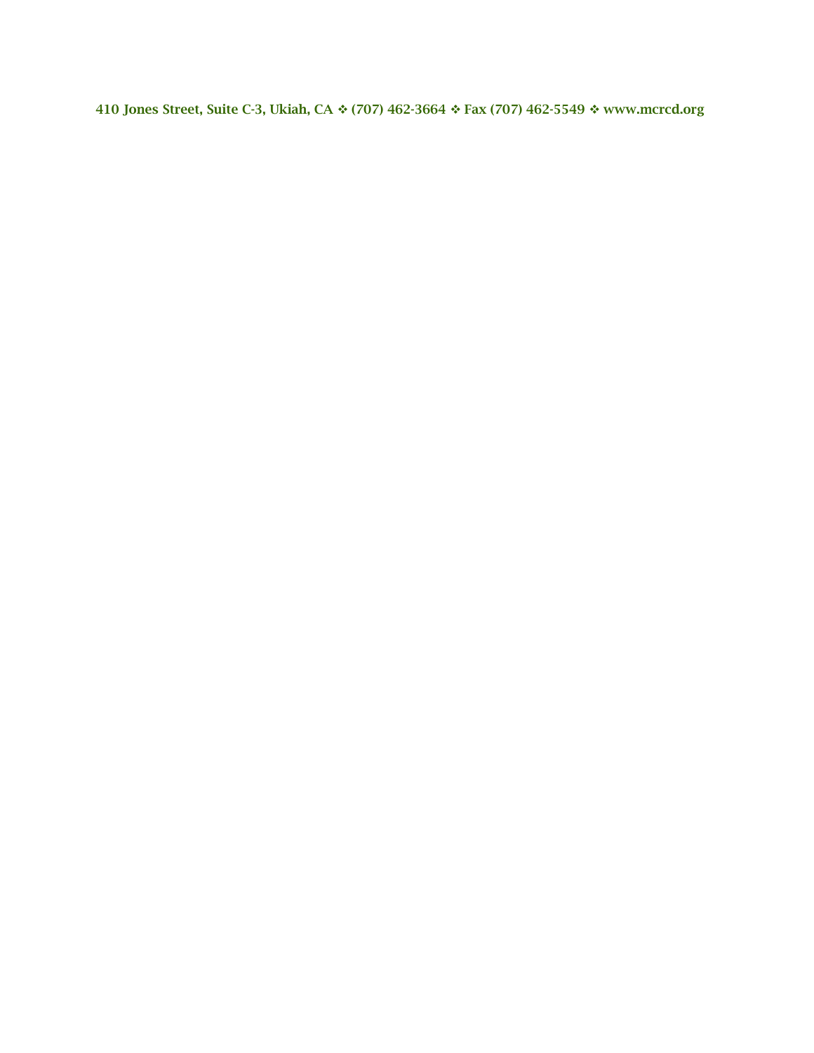410 Jones Street, Suite C-3, Ukiah, CA ❖ (707) 462-3664 ❖ Fax (707) 462-5549 ❖ www.mcrcd.org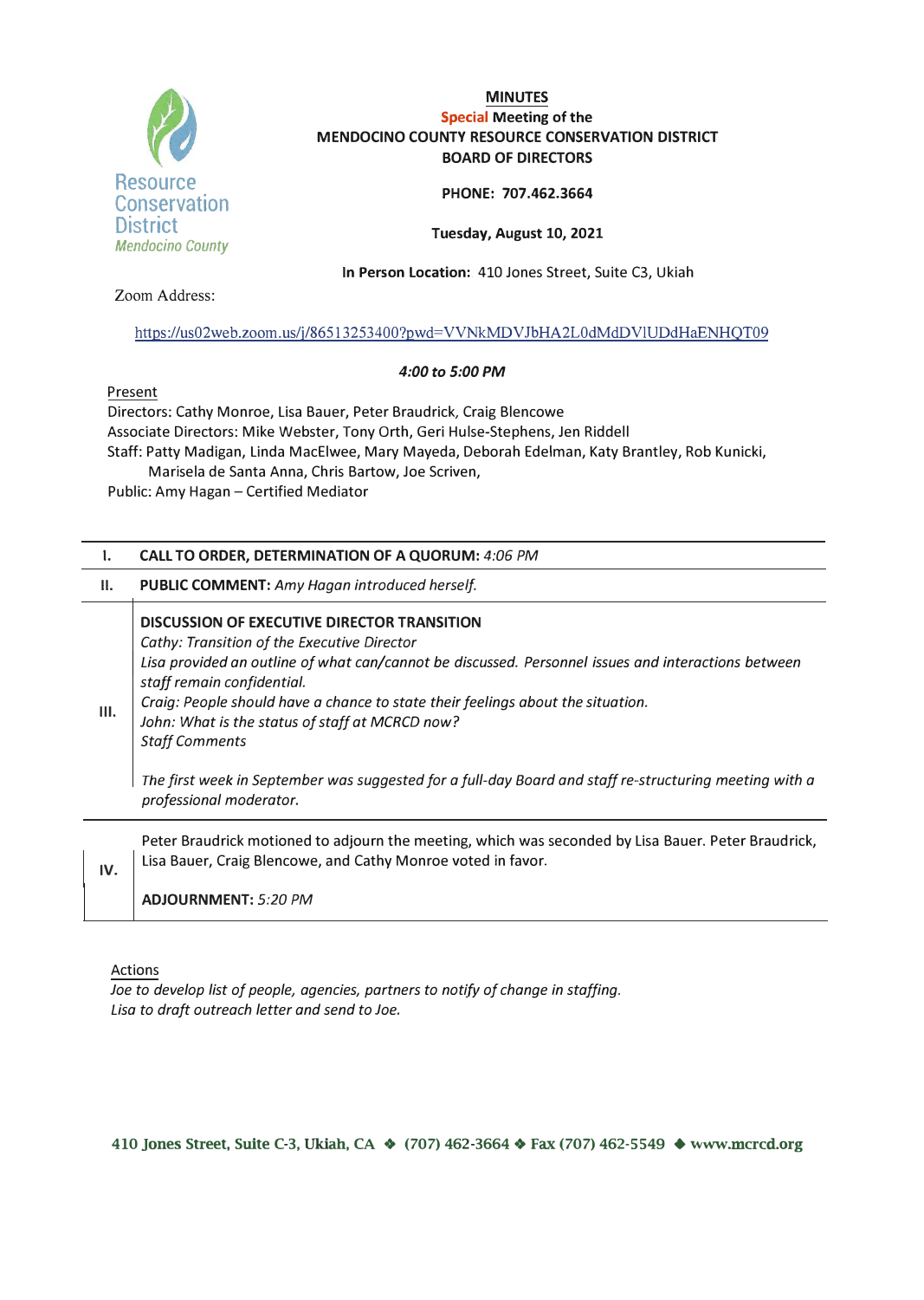Resource Conservation District
*Mendocino County*

**MINUTES**
**Special Meeting of the**
**MENDOCINO COUNTY RESOURCE CONSERVATION DISTRICT**
**BOARD OF DIRECTORS**

**PHONE: 707.462.3664**

**Tuesday, August 10, 2021**

**In Person Location:** 410 Jones Street, Suite C3, Ukiah

Zoom Address:

https://us02web.zoom.us/j/86513253400?pwd=VVNkMDVJbHA2L0dMdDVlUDdHaENHQT09

***4:00 to 5:00 PM***

Present
Directors: Cathy Monroe, Lisa Bauer, Peter Braudrick, Craig Blencowe
Associate Directors: Mike Webster, Tony Orth, Geri Hulse-Stephens, Jen Riddell
Staff: Patty Madigan, Linda MacElwee, Mary Mayeda, Deborah Edelman, Katy Brantley, Rob Kunicki, Marisela de Santa Anna, Chris Bartow, Joe Scriven,
Public: Amy Hagan – Certified Mediator

| | |
|---|---|
| **I.** | **CALL TO ORDER, DETERMINATION OF A QUORUM:** *4:06 PM* |
| **II.** | **PUBLIC COMMENT:** *Amy Hagan introduced herself.* |
| **III.** | **DISCUSSION OF EXECUTIVE DIRECTOR TRANSITION**<br>*Cathy: Transition of the Executive Director*<br>*Lisa provided an outline of what can/cannot be discussed. Personnel issues and interactions between staff remain confidential.*<br>*Craig: People should have a chance to state their feelings about the situation.*<br>*John: What is the status of staff at MCRCD now?*<br>*Staff Comments*<br><br>*The first week in September was suggested for a full-day Board and staff re-structuring meeting with a professional moderator.* |
| **IV.** | Peter Braudrick motioned to adjourn the meeting, which was seconded by Lisa Bauer. Peter Braudrick, Lisa Bauer, Craig Blencowe, and Cathy Monroe voted in favor.<br><br>**ADJOURNMENT:** *5:20 PM* |

Actions
*Joe to develop list of people, agencies, partners to notify of change in staffing.*
*Lisa to draft outreach letter and send to Joe.*

410 Jones Street, Suite C-3, Ukiah, CA ❖ (707) 462-3664 ❖ Fax (707) 462-5549 ❖ www.mcrcd.org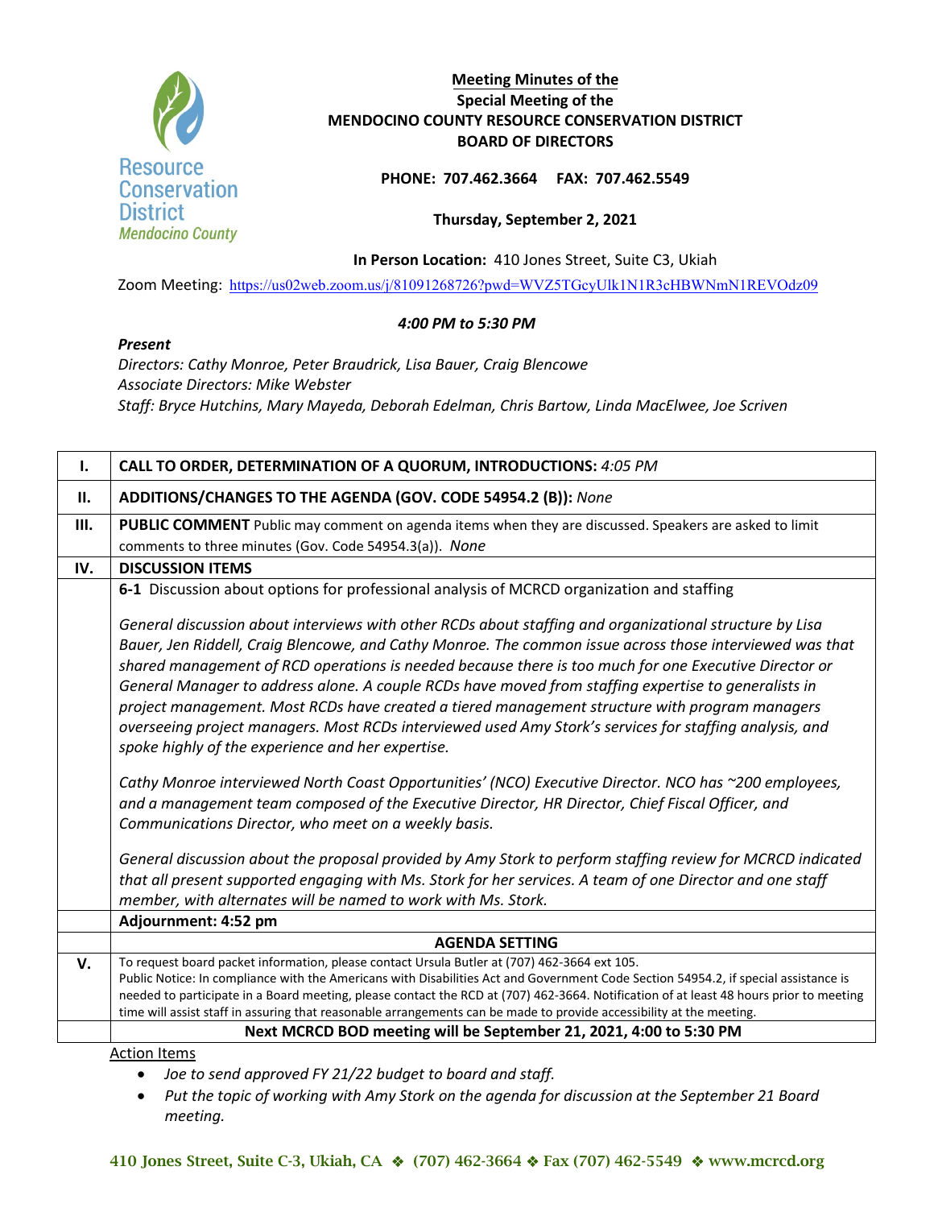# Meeting Minutes of the Special Meeting of the MENDOCINO COUNTY RESOURCE CONSERVATION DISTRICT BOARD OF DIRECTORS

Resource Conservation District Mendocino County

**PHONE: 707.462.3664 FAX: 707.462.5549**

**Thursday, September 2, 2021**

**In Person Location:** 410 Jones Street, Suite C3, Ukiah

Zoom Meeting: https://us02web.zoom.us/j/81091268726?pwd=WVZ5TGcyUlk1N1R3cHBWNmN1REVOdz09

***4:00 PM to 5:30 PM***

***Present***

*Directors: Cathy Monroe, Peter Braudrick, Lisa Bauer, Craig Blencowe*
*Associate Directors: Mike Webster*
*Staff: Bryce Hutchins, Mary Mayeda, Deborah Edelman, Chris Bartow, Linda MacElwee, Joe Scriven*

| | |
|---|---|
| **I.** | **CALL TO ORDER, DETERMINATION OF A QUORUM, INTRODUCTIONS:** *4:05 PM* |
| **II.** | **ADDITIONS/CHANGES TO THE AGENDA (GOV. CODE 54954.2 (B)):** *None* |
| **III.** | **PUBLIC COMMENT** Public may comment on agenda items when they are discussed. Speakers are asked to limit comments to three minutes (Gov. Code 54954.3(a)). *None* |
| **IV.** | **DISCUSSION ITEMS** |
| | **6-1** Discussion about options for professional analysis of MCRCD organization and staffing<br><br>*General discussion about interviews with other RCDs about staffing and organizational structure by Lisa Bauer, Jen Riddell, Craig Blencowe, and Cathy Monroe. The common issue across those interviewed was that shared management of RCD operations is needed because there is too much for one Executive Director or General Manager to address alone. A couple RCDs have moved from staffing expertise to generalists in project management. Most RCDs have created a tiered management structure with program managers overseeing project managers. Most RCDs interviewed used Amy Stork's services for staffing analysis, and spoke highly of the experience and her expertise.*<br><br>*Cathy Monroe interviewed North Coast Opportunities' (NCO) Executive Director. NCO has ~200 employees, and a management team composed of the Executive Director, HR Director, Chief Fiscal Officer, and Communications Director, who meet on a weekly basis.*<br><br>*General discussion about the proposal provided by Amy Stork to perform staffing review for MCRCD indicated that all present supported engaging with Ms. Stork for her services. A team of one Director and one staff member, with alternates will be named to work with Ms. Stork.* |
| | **Adjournment: 4:52 pm** |
| | **AGENDA SETTING** |
| **V.** | To request board packet information, please contact Ursula Butler at (707) 462-3664 ext 105.<br>Public Notice: In compliance with the Americans with Disabilities Act and Government Code Section 54954.2, if special assistance is needed to participate in a Board meeting, please contact the RCD at (707) 462-3664. Notification of at least 48 hours prior to meeting time will assist staff in assuring that reasonable arrangements can be made to provide accessibility at the meeting. |
| | **Next MCRCD BOD meeting will be September 21, 2021, 4:00 to 5:30 PM** |

Action Items

- *Joe to send approved FY 21/22 budget to board and staff.*
- *Put the topic of working with Amy Stork on the agenda for discussion at the September 21 Board meeting.*

**410 Jones Street, Suite C-3, Ukiah, CA ❖ (707) 462-3664 ❖ Fax (707) 462-5549 ❖ www.mcrcd.org**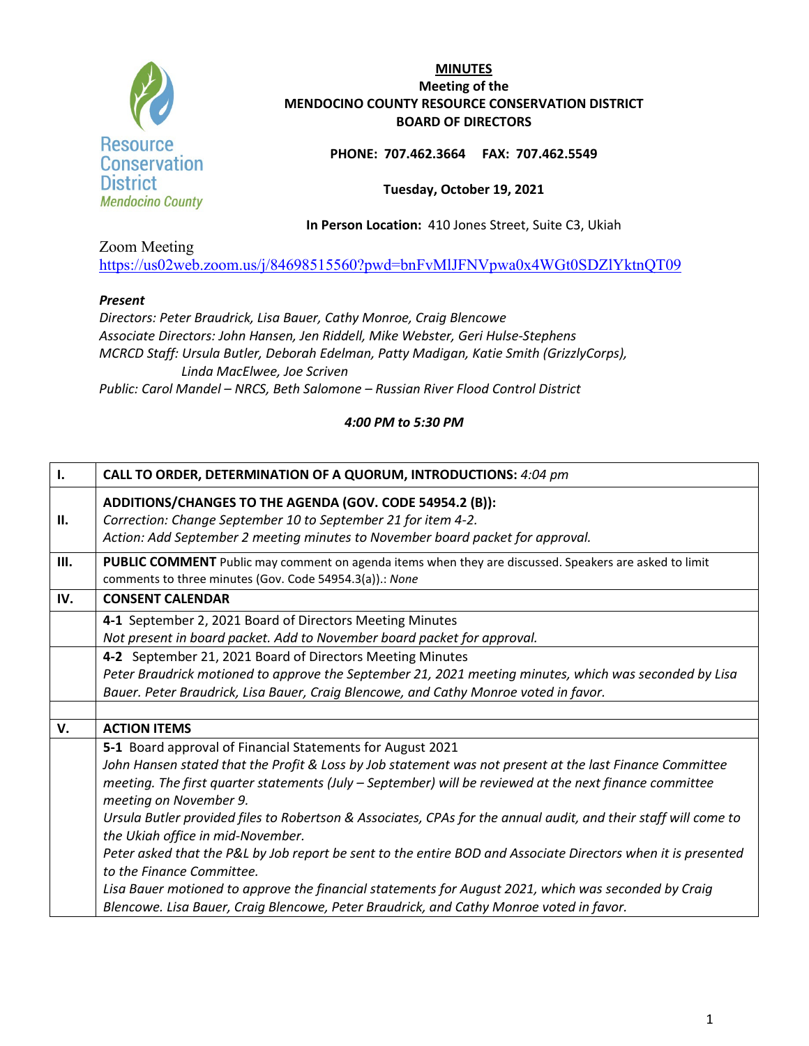**MINUTES**
**Meeting of the**
**MENDOCINO COUNTY RESOURCE CONSERVATION DISTRICT**
**BOARD OF DIRECTORS**

**PHONE: 707.462.3664 FAX: 707.462.5549**

**Tuesday, October 19, 2021**

**In Person Location:** 410 Jones Street, Suite C3, Ukiah

Zoom Meeting
https://us02web.zoom.us/j/84698515560?pwd=bnFvMlJFNVpwa0x4WGt0SDZlYktnQT09

***Present***
*Directors: Peter Braudrick, Lisa Bauer, Cathy Monroe, Craig Blencowe*
*Associate Directors: John Hansen, Jen Riddell, Mike Webster, Geri Hulse-Stephens*
*MCRCD Staff: Ursula Butler, Deborah Edelman, Patty Madigan, Katie Smith (GrizzlyCorps), Linda MacElwee, Joe Scriven*
*Public: Carol Mandel – NRCS, Beth Salomone – Russian River Flood Control District*

***4:00 PM to 5:30 PM***

| | |
|---|---|
| **I.** | **CALL TO ORDER, DETERMINATION OF A QUORUM, INTRODUCTIONS:** *4:04 pm* |
| **II.** | **ADDITIONS/CHANGES TO THE AGENDA (GOV. CODE 54954.2 (B)):**<br>*Correction: Change September 10 to September 21 for item 4-2.*<br>*Action: Add September 2 meeting minutes to November board packet for approval.* |
| **III.** | **PUBLIC COMMENT** Public may comment on agenda items when they are discussed. Speakers are asked to limit comments to three minutes (Gov. Code 54954.3(a)).: *None* |
| **IV.** | **CONSENT CALENDAR** |
| | **4-1** September 2, 2021 Board of Directors Meeting Minutes<br>*Not present in board packet. Add to November board packet for approval.* |
| | **4-2** September 21, 2021 Board of Directors Meeting Minutes<br>*Peter Braudrick motioned to approve the September 21, 2021 meeting minutes, which was seconded by Lisa Bauer. Peter Braudrick, Lisa Bauer, Craig Blencowe, and Cathy Monroe voted in favor.* |
| | |
| **V.** | **ACTION ITEMS** |
| | **5-1** Board approval of Financial Statements for August 2021<br>*John Hansen stated that the Profit & Loss by Job statement was not present at the last Finance Committee meeting. The first quarter statements (July – September) will be reviewed at the next finance committee meeting on November 9.*<br>*Ursula Butler provided files to Robertson & Associates, CPAs for the annual audit, and their staff will come to the Ukiah office in mid-November.*<br>*Peter asked that the P&L by Job report be sent to the entire BOD and Associate Directors when it is presented to the Finance Committee.*<br>*Lisa Bauer motioned to approve the financial statements for August 2021, which was seconded by Craig Blencowe. Lisa Bauer, Craig Blencowe, Peter Braudrick, and Cathy Monroe voted in favor.* |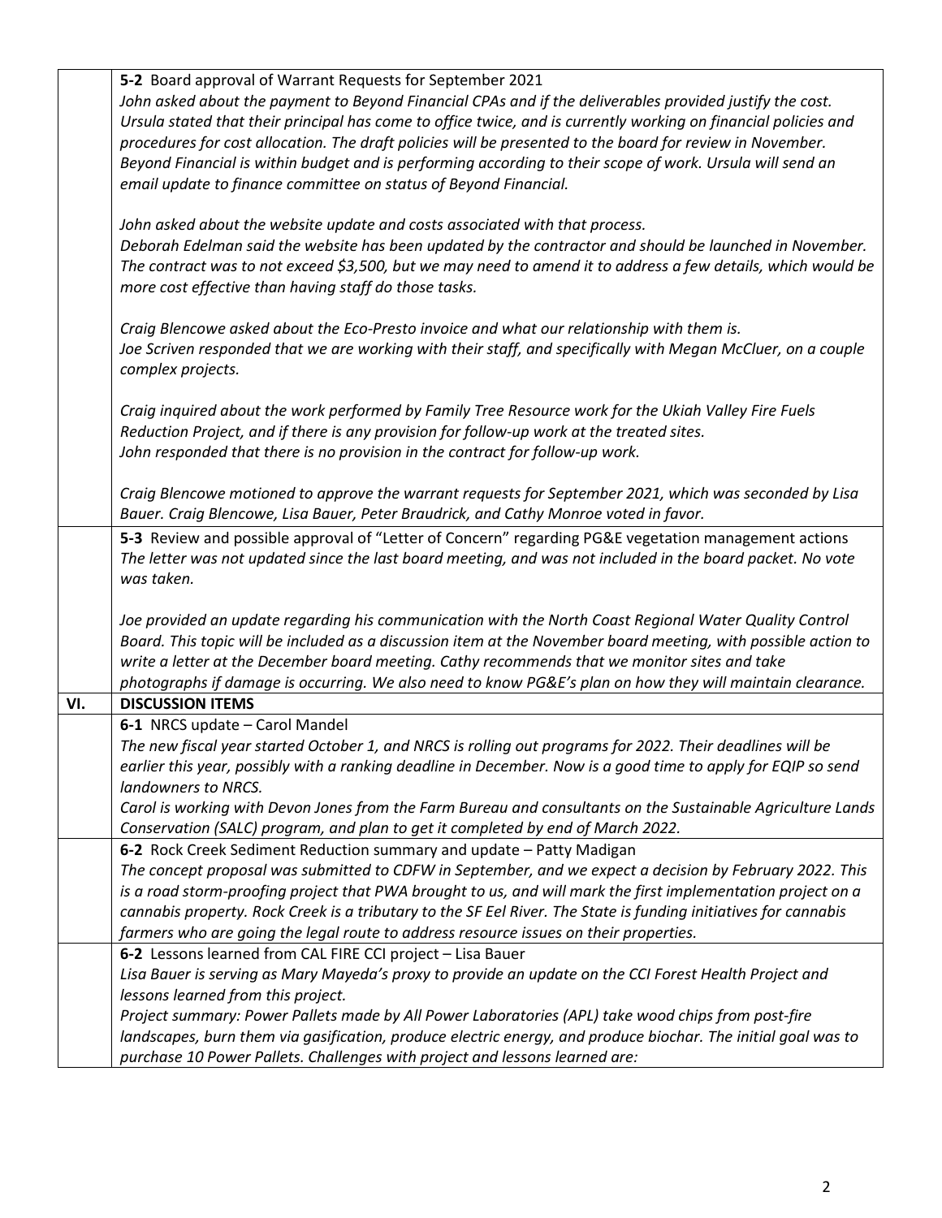**5-2** Board approval of Warrant Requests for September 2021

*John asked about the payment to Beyond Financial CPAs and if the deliverables provided justify the cost. Ursula stated that their principal has come to office twice, and is currently working on financial policies and procedures for cost allocation. The draft policies will be presented to the board for review in November. Beyond Financial is within budget and is performing according to their scope of work. Ursula will send an email update to finance committee on status of Beyond Financial.*

*John asked about the website update and costs associated with that process.*
*Deborah Edelman said the website has been updated by the contractor and should be launched in November. The contract was to not exceed $3,500, but we may need to amend it to address a few details, which would be more cost effective than having staff do those tasks.*

*Craig Blencowe asked about the Eco-Presto invoice and what our relationship with them is.*
*Joe Scriven responded that we are working with their staff, and specifically with Megan McCluer, on a couple complex projects.*

*Craig inquired about the work performed by Family Tree Resource work for the Ukiah Valley Fire Fuels Reduction Project, and if there is any provision for follow-up work at the treated sites.*
*John responded that there is no provision in the contract for follow-up work.*

*Craig Blencowe motioned to approve the warrant requests for September 2021, which was seconded by Lisa Bauer. Craig Blencowe, Lisa Bauer, Peter Braudrick, and Cathy Monroe voted in favor.*

**5-3** Review and possible approval of "Letter of Concern" regarding PG&E vegetation management actions

*The letter was not updated since the last board meeting, and was not included in the board packet. No vote was taken.*

*Joe provided an update regarding his communication with the North Coast Regional Water Quality Control Board. This topic will be included as a discussion item at the November board meeting, with possible action to write a letter at the December board meeting. Cathy recommends that we monitor sites and take photographs if damage is occurring. We also need to know PG&E's plan on how they will maintain clearance.*

## VI. DISCUSSION ITEMS

**6-1** NRCS update – Carol Mandel

*The new fiscal year started October 1, and NRCS is rolling out programs for 2022. Their deadlines will be earlier this year, possibly with a ranking deadline in December. Now is a good time to apply for EQIP so send landowners to NRCS.*
*Carol is working with Devon Jones from the Farm Bureau and consultants on the Sustainable Agriculture Lands Conservation (SALC) program, and plan to get it completed by end of March 2022.*

**6-2** Rock Creek Sediment Reduction summary and update – Patty Madigan

*The concept proposal was submitted to CDFW in September, and we expect a decision by February 2022. This is a road storm-proofing project that PWA brought to us, and will mark the first implementation project on a cannabis property. Rock Creek is a tributary to the SF Eel River. The State is funding initiatives for cannabis farmers who are going the legal route to address resource issues on their properties.*

**6-2** Lessons learned from CAL FIRE CCI project – Lisa Bauer

*Lisa Bauer is serving as Mary Mayeda's proxy to provide an update on the CCI Forest Health Project and lessons learned from this project.*
*Project summary: Power Pallets made by All Power Laboratories (APL) take wood chips from post-fire landscapes, burn them via gasification, produce electric energy, and produce biochar. The initial goal was to purchase 10 Power Pallets. Challenges with project and lessons learned are:*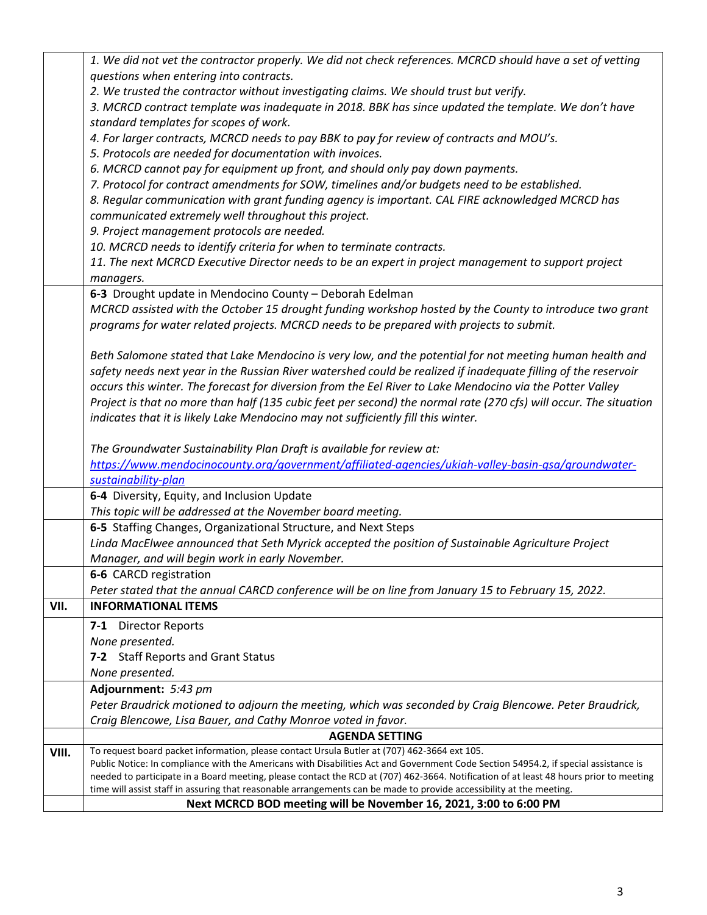| | |
|---|---|
| | *1. We did not vet the contractor properly. We did not check references. MCRCD should have a set of vetting questions when entering into contracts.*<br>*2. We trusted the contractor without investigating claims. We should trust but verify.*<br>*3. MCRCD contract template was inadequate in 2018. BBK has since updated the template. We don't have standard templates for scopes of work.*<br>*4. For larger contracts, MCRCD needs to pay BBK to pay for review of contracts and MOU's.*<br>*5. Protocols are needed for documentation with invoices.*<br>*6. MCRCD cannot pay for equipment up front, and should only pay down payments.*<br>*7. Protocol for contract amendments for SOW, timelines and/or budgets need to be established.*<br>*8. Regular communication with grant funding agency is important. CAL FIRE acknowledged MCRCD has communicated extremely well throughout this project.*<br>*9. Project management protocols are needed.*<br>*10. MCRCD needs to identify criteria for when to terminate contracts.*<br>*11. The next MCRCD Executive Director needs to be an expert in project management to support project managers.* |
| | **6-3** Drought update in Mendocino County – Deborah Edelman<br>*MCRCD assisted with the October 15 drought funding workshop hosted by the County to introduce two grant programs for water related projects. MCRCD needs to be prepared with projects to submit.*<br><br>*Beth Salomone stated that Lake Mendocino is very low, and the potential for not meeting human health and safety needs next year in the Russian River watershed could be realized if inadequate filling of the reservoir occurs this winter. The forecast for diversion from the Eel River to Lake Mendocino via the Potter Valley Project is that no more than half (135 cubic feet per second) the normal rate (270 cfs) will occur. The situation indicates that it is likely Lake Mendocino may not sufficiently fill this winter.*<br><br>*The Groundwater Sustainability Plan Draft is available for review at:*<br>*https://www.mendocinocounty.org/government/affiliated-agencies/ukiah-valley-basin-gsa/groundwater-sustainability-plan* |
| | **6-4** Diversity, Equity, and Inclusion Update<br>*This topic will be addressed at the November board meeting.* |
| | **6-5** Staffing Changes, Organizational Structure, and Next Steps<br>*Linda MacElwee announced that Seth Myrick accepted the position of Sustainable Agriculture Project Manager, and will begin work in early November.* |
| | **6-6** CARCD registration<br>*Peter stated that the annual CARCD conference will be on line from January 15 to February 15, 2022.* |
| **VII.** | **INFORMATIONAL ITEMS** |
| | **7-1** Director Reports<br>*None presented.*<br>**7-2** Staff Reports and Grant Status<br>*None presented.* |
| | **Adjournment:** *5:43 pm*<br>*Peter Braudrick motioned to adjourn the meeting, which was seconded by Craig Blencowe. Peter Braudrick, Craig Blencowe, Lisa Bauer, and Cathy Monroe voted in favor.* |
| | **AGENDA SETTING** |
| **VIII.** | To request board packet information, please contact Ursula Butler at (707) 462-3664 ext 105.<br>Public Notice: In compliance with the Americans with Disabilities Act and Government Code Section 54954.2, if special assistance is needed to participate in a Board meeting, please contact the RCD at (707) 462-3664. Notification of at least 48 hours prior to meeting time will assist staff in assuring that reasonable arrangements can be made to provide accessibility at the meeting. |
| | **Next MCRCD BOD meeting will be November 16, 2021, 3:00 to 6:00 PM** |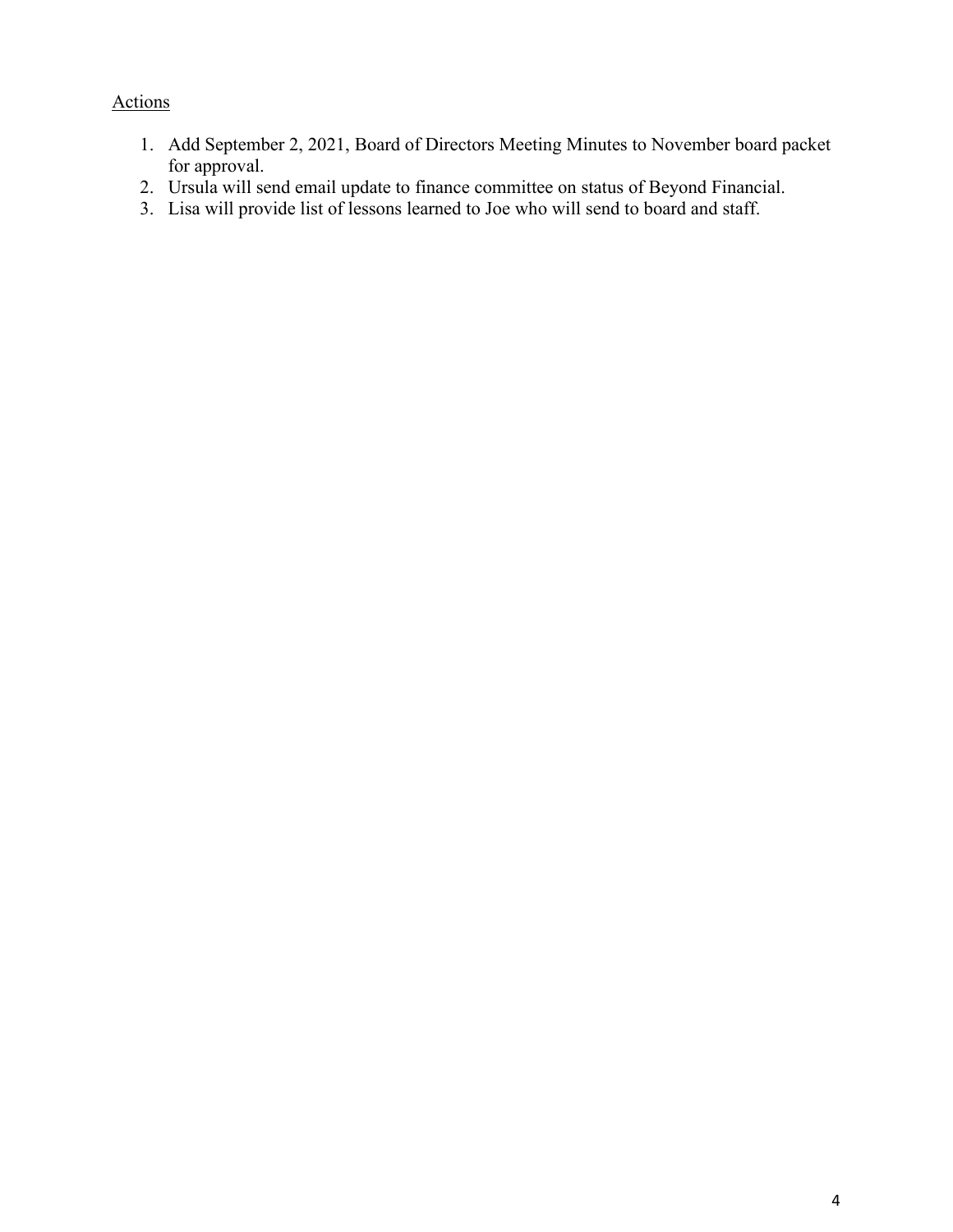Actions

1. Add September 2, 2021, Board of Directors Meeting Minutes to November board packet for approval.
2. Ursula will send email update to finance committee on status of Beyond Financial.
3. Lisa will provide list of lessons learned to Joe who will send to board and staff.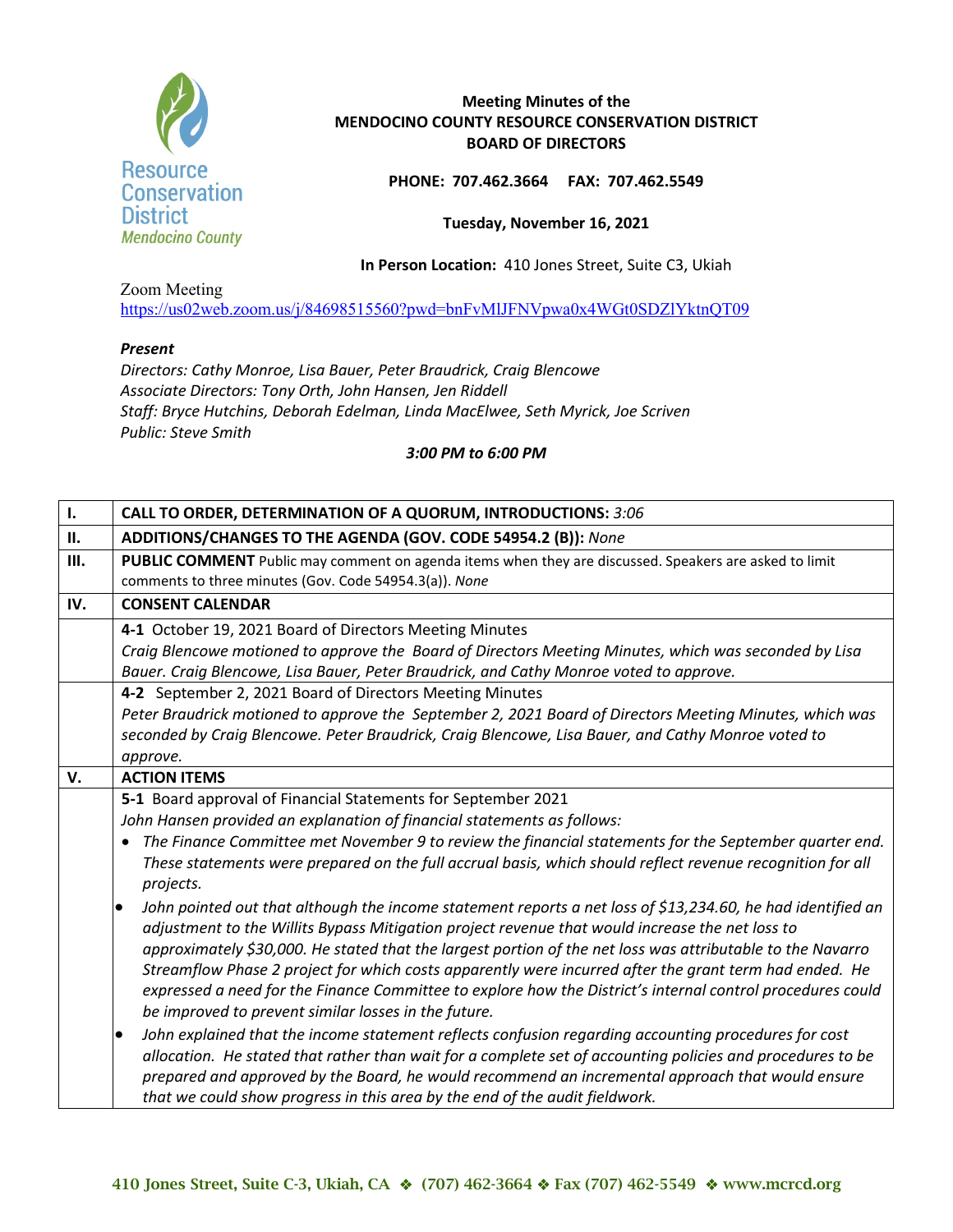# Meeting Minutes of the MENDOCINO COUNTY RESOURCE CONSERVATION DISTRICT BOARD OF DIRECTORS

**PHONE: 707.462.3664 FAX: 707.462.5549**

**Tuesday, November 16, 2021**

**In Person Location:** 410 Jones Street, Suite C3, Ukiah

Zoom Meeting
https://us02web.zoom.us/j/84698515560?pwd=bnFvMlJFNVpwa0x4WGt0SDZlYktnQT09

***Present***

*Directors: Cathy Monroe, Lisa Bauer, Peter Braudrick, Craig Blencowe*
*Associate Directors: Tony Orth, John Hansen, Jen Riddell*
*Staff: Bryce Hutchins, Deborah Edelman, Linda MacElwee, Seth Myrick, Joe Scriven*
*Public: Steve Smith*

***3:00 PM to 6:00 PM***

| | |
|---|---|
| **I.** | **CALL TO ORDER, DETERMINATION OF A QUORUM, INTRODUCTIONS:** *3:06* |
| **II.** | **ADDITIONS/CHANGES TO THE AGENDA (GOV. CODE 54954.2 (B)):** *None* |
| **III.** | **PUBLIC COMMENT** Public may comment on agenda items when they are discussed. Speakers are asked to limit comments to three minutes (Gov. Code 54954.3(a)). *None* |
| **IV.** | **CONSENT CALENDAR** |
| | **4-1** October 19, 2021 Board of Directors Meeting Minutes<br>*Craig Blencowe motioned to approve the Board of Directors Meeting Minutes, which was seconded by Lisa Bauer. Craig Blencowe, Lisa Bauer, Peter Braudrick, and Cathy Monroe voted to approve.* |
| | **4-2** September 2, 2021 Board of Directors Meeting Minutes<br>*Peter Braudrick motioned to approve the September 2, 2021 Board of Directors Meeting Minutes, which was seconded by Craig Blencowe. Peter Braudrick, Craig Blencowe, Lisa Bauer, and Cathy Monroe voted to approve.* |
| **V.** | **ACTION ITEMS** |
| | **5-1** Board approval of Financial Statements for September 2021<br>*John Hansen provided an explanation of financial statements as follows:*<br>• *The Finance Committee met November 9 to review the financial statements for the September quarter end. These statements were prepared on the full accrual basis, which should reflect revenue recognition for all projects.*<br>• *John pointed out that although the income statement reports a net loss of $13,234.60, he had identified an adjustment to the Willits Bypass Mitigation project revenue that would increase the net loss to approximately $30,000. He stated that the largest portion of the net loss was attributable to the Navarro Streamflow Phase 2 project for which costs apparently were incurred after the grant term had ended. He expressed a need for the Finance Committee to explore how the District's internal control procedures could be improved to prevent similar losses in the future.*<br>• *John explained that the income statement reflects confusion regarding accounting procedures for cost allocation. He stated that rather than wait for a complete set of accounting policies and procedures to be prepared and approved by the Board, he would recommend an incremental approach that would ensure that we could show progress in this area by the end of the audit fieldwork.* |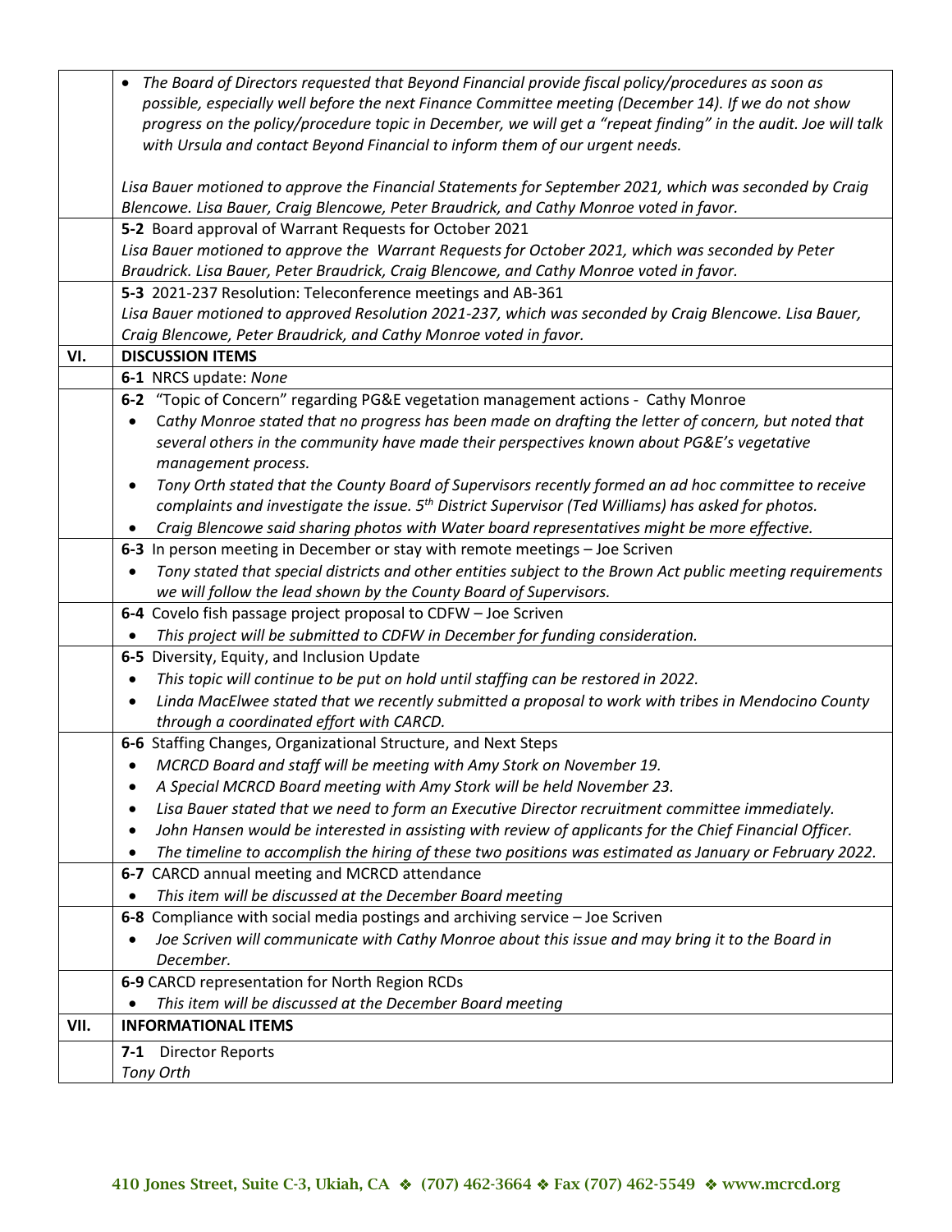| | |
|---|---|
| | • *The Board of Directors requested that Beyond Financial provide fiscal policy/procedures as soon as possible, especially well before the next Finance Committee meeting (December 14). If we do not show progress on the policy/procedure topic in December, we will get a "repeat finding" in the audit. Joe will talk with Ursula and contact Beyond Financial to inform them of our urgent needs.*<br><br>*Lisa Bauer motioned to approve the Financial Statements for September 2021, which was seconded by Craig Blencowe. Lisa Bauer, Craig Blencowe, Peter Braudrick, and Cathy Monroe voted in favor.* |
| | **5-2** Board approval of Warrant Requests for October 2021<br>*Lisa Bauer motioned to approve the Warrant Requests for October 2021, which was seconded by Peter Braudrick. Lisa Bauer, Peter Braudrick, Craig Blencowe, and Cathy Monroe voted in favor.* |
| | **5-3** 2021-237 Resolution: Teleconference meetings and AB-361<br>*Lisa Bauer motioned to approved Resolution 2021-237, which was seconded by Craig Blencowe. Lisa Bauer, Craig Blencowe, Peter Braudrick, and Cathy Monroe voted in favor.* |
| **VI.** | **DISCUSSION ITEMS** |
| | **6-1** NRCS update: *None* |
| | **6-2** "Topic of Concern" regarding PG&E vegetation management actions - Cathy Monroe<br>• *Cathy Monroe stated that no progress has been made on drafting the letter of concern, but noted that several others in the community have made their perspectives known about PG&E's vegetative management process.*<br>• *Tony Orth stated that the County Board of Supervisors recently formed an ad hoc committee to receive complaints and investigate the issue. 5th District Supervisor (Ted Williams) has asked for photos.*<br>• *Craig Blencowe said sharing photos with Water board representatives might be more effective.* |
| | **6-3** In person meeting in December or stay with remote meetings – Joe Scriven<br>• *Tony stated that special districts and other entities subject to the Brown Act public meeting requirements we will follow the lead shown by the County Board of Supervisors.* |
| | **6-4** Covelo fish passage project proposal to CDFW – Joe Scriven<br>• *This project will be submitted to CDFW in December for funding consideration.* |
| | **6-5** Diversity, Equity, and Inclusion Update<br>• *This topic will continue to be put on hold until staffing can be restored in 2022.*<br>• *Linda MacElwee stated that we recently submitted a proposal to work with tribes in Mendocino County through a coordinated effort with CARCD.* |
| | **6-6** Staffing Changes, Organizational Structure, and Next Steps<br>• *MCRCD Board and staff will be meeting with Amy Stork on November 19.*<br>• *A Special MCRCD Board meeting with Amy Stork will be held November 23.*<br>• *Lisa Bauer stated that we need to form an Executive Director recruitment committee immediately.*<br>• *John Hansen would be interested in assisting with review of applicants for the Chief Financial Officer.*<br>• *The timeline to accomplish the hiring of these two positions was estimated as January or February 2022.* |
| | **6-7** CARCD annual meeting and MCRCD attendance<br>• *This item will be discussed at the December Board meeting* |
| | **6-8** Compliance with social media postings and archiving service – Joe Scriven<br>• *Joe Scriven will communicate with Cathy Monroe about this issue and may bring it to the Board in December.* |
| | **6-9** CARCD representation for North Region RCDs<br>• *This item will be discussed at the December Board meeting* |
| **VII.** | **INFORMATIONAL ITEMS** |
| | **7-1** Director Reports<br>*Tony Orth* |

**410 Jones Street, Suite C-3, Ukiah, CA ❖ (707) 462-3664 ❖ Fax (707) 462-5549 ❖ www.mcrcd.org**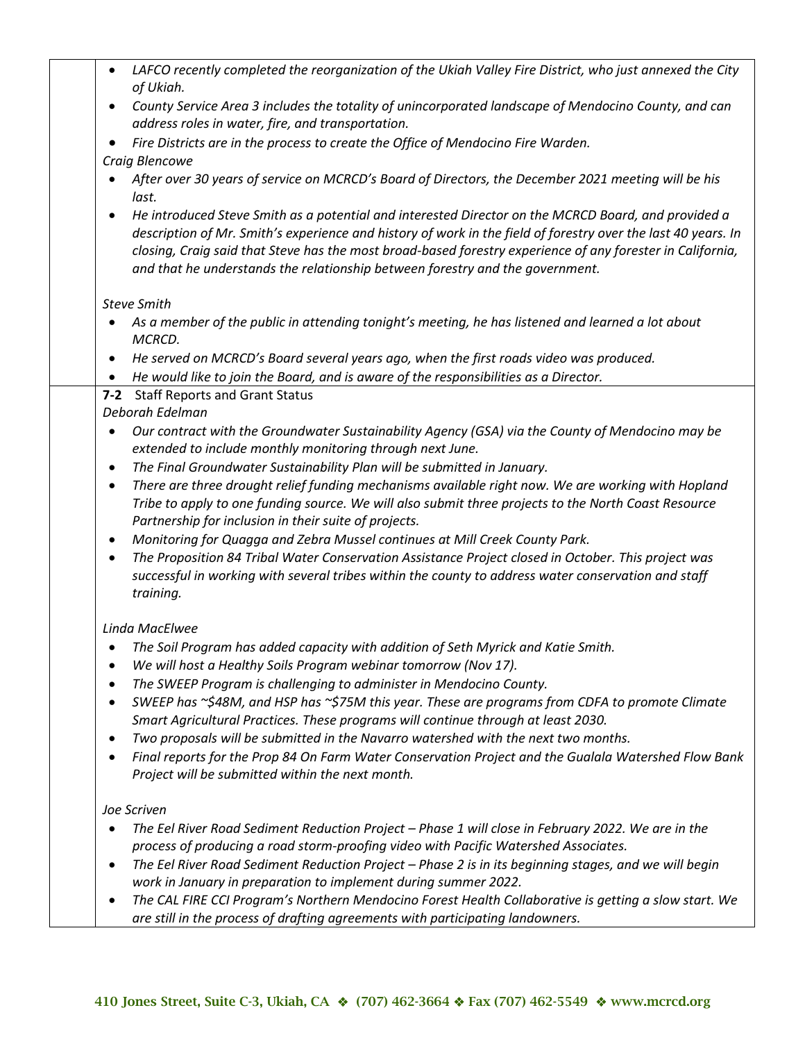- *LAFCO recently completed the reorganization of the Ukiah Valley Fire District, who just annexed the City of Ukiah.*
- *County Service Area 3 includes the totality of unincorporated landscape of Mendocino County, and can address roles in water, fire, and transportation.*
- *Fire Districts are in the process to create the Office of Mendocino Fire Warden.*

*Craig Blencowe*

- *After over 30 years of service on MCRCD's Board of Directors, the December 2021 meeting will be his last.*
- *He introduced Steve Smith as a potential and interested Director on the MCRCD Board, and provided a description of Mr. Smith's experience and history of work in the field of forestry over the last 40 years. In closing, Craig said that Steve has the most broad-based forestry experience of any forester in California, and that he understands the relationship between forestry and the government.*

*Steve Smith*

- *As a member of the public in attending tonight's meeting, he has listened and learned a lot about MCRCD.*
- *He served on MCRCD's Board several years ago, when the first roads video was produced.*
- *He would like to join the Board, and is aware of the responsibilities as a Director.*

**7-2** Staff Reports and Grant Status

*Deborah Edelman*

- *Our contract with the Groundwater Sustainability Agency (GSA) via the County of Mendocino may be extended to include monthly monitoring through next June.*
- *The Final Groundwater Sustainability Plan will be submitted in January.*
- *There are three drought relief funding mechanisms available right now. We are working with Hopland Tribe to apply to one funding source. We will also submit three projects to the North Coast Resource Partnership for inclusion in their suite of projects.*
- *Monitoring for Quagga and Zebra Mussel continues at Mill Creek County Park.*
- *The Proposition 84 Tribal Water Conservation Assistance Project closed in October. This project was successful in working with several tribes within the county to address water conservation and staff training.*

*Linda MacElwee*

- *The Soil Program has added capacity with addition of Seth Myrick and Katie Smith.*
- *We will host a Healthy Soils Program webinar tomorrow (Nov 17).*
- *The SWEEP Program is challenging to administer in Mendocino County.*
- *SWEEP has ~$48M, and HSP has ~$75M this year. These are programs from CDFA to promote Climate Smart Agricultural Practices. These programs will continue through at least 2030.*
- *Two proposals will be submitted in the Navarro watershed with the next two months.*
- *Final reports for the Prop 84 On Farm Water Conservation Project and the Gualala Watershed Flow Bank Project will be submitted within the next month.*

*Joe Scriven*

- *The Eel River Road Sediment Reduction Project – Phase 1 will close in February 2022. We are in the process of producing a road storm-proofing video with Pacific Watershed Associates.*
- *The Eel River Road Sediment Reduction Project – Phase 2 is in its beginning stages, and we will begin work in January in preparation to implement during summer 2022.*
- *The CAL FIRE CCI Program's Northern Mendocino Forest Health Collaborative is getting a slow start. We are still in the process of drafting agreements with participating landowners.*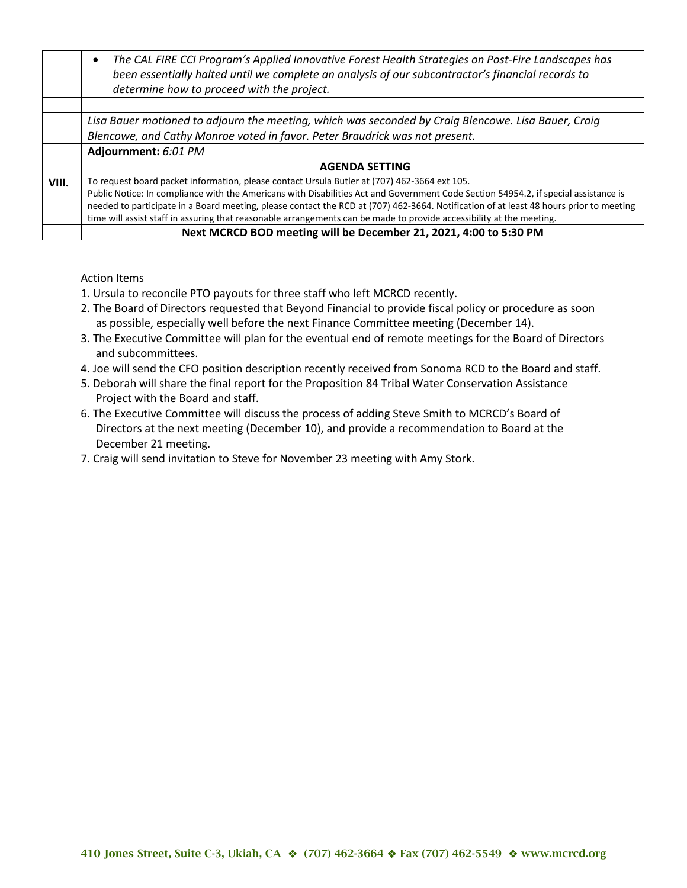| | |
|---|---|
| | • *The CAL FIRE CCI Program's Applied Innovative Forest Health Strategies on Post-Fire Landscapes has been essentially halted until we complete an analysis of our subcontractor's financial records to determine how to proceed with the project.* |
| | |
| | *Lisa Bauer motioned to adjourn the meeting, which was seconded by Craig Blencowe. Lisa Bauer, Craig Blencowe, and Cathy Monroe voted in favor. Peter Braudrick was not present.* |
| | **Adjournment:** *6:01 PM* |
| | **AGENDA SETTING** |
| **VIII.** | To request board packet information, please contact Ursula Butler at (707) 462-3664 ext 105. Public Notice: In compliance with the Americans with Disabilities Act and Government Code Section 54954.2, if special assistance is needed to participate in a Board meeting, please contact the RCD at (707) 462-3664. Notification of at least 48 hours prior to meeting time will assist staff in assuring that reasonable arrangements can be made to provide accessibility at the meeting. |
| | **Next MCRCD BOD meeting will be December 21, 2021, 4:00 to 5:30 PM** |

Action Items

1. Ursula to reconcile PTO payouts for three staff who left MCRCD recently.
2. The Board of Directors requested that Beyond Financial to provide fiscal policy or procedure as soon as possible, especially well before the next Finance Committee meeting (December 14).
3. The Executive Committee will plan for the eventual end of remote meetings for the Board of Directors and subcommittees.
4. Joe will send the CFO position description recently received from Sonoma RCD to the Board and staff.
5. Deborah will share the final report for the Proposition 84 Tribal Water Conservation Assistance Project with the Board and staff.
6. The Executive Committee will discuss the process of adding Steve Smith to MCRCD's Board of Directors at the next meeting (December 10), and provide a recommendation to Board at the December 21 meeting.
7. Craig will send invitation to Steve for November 23 meeting with Amy Stork.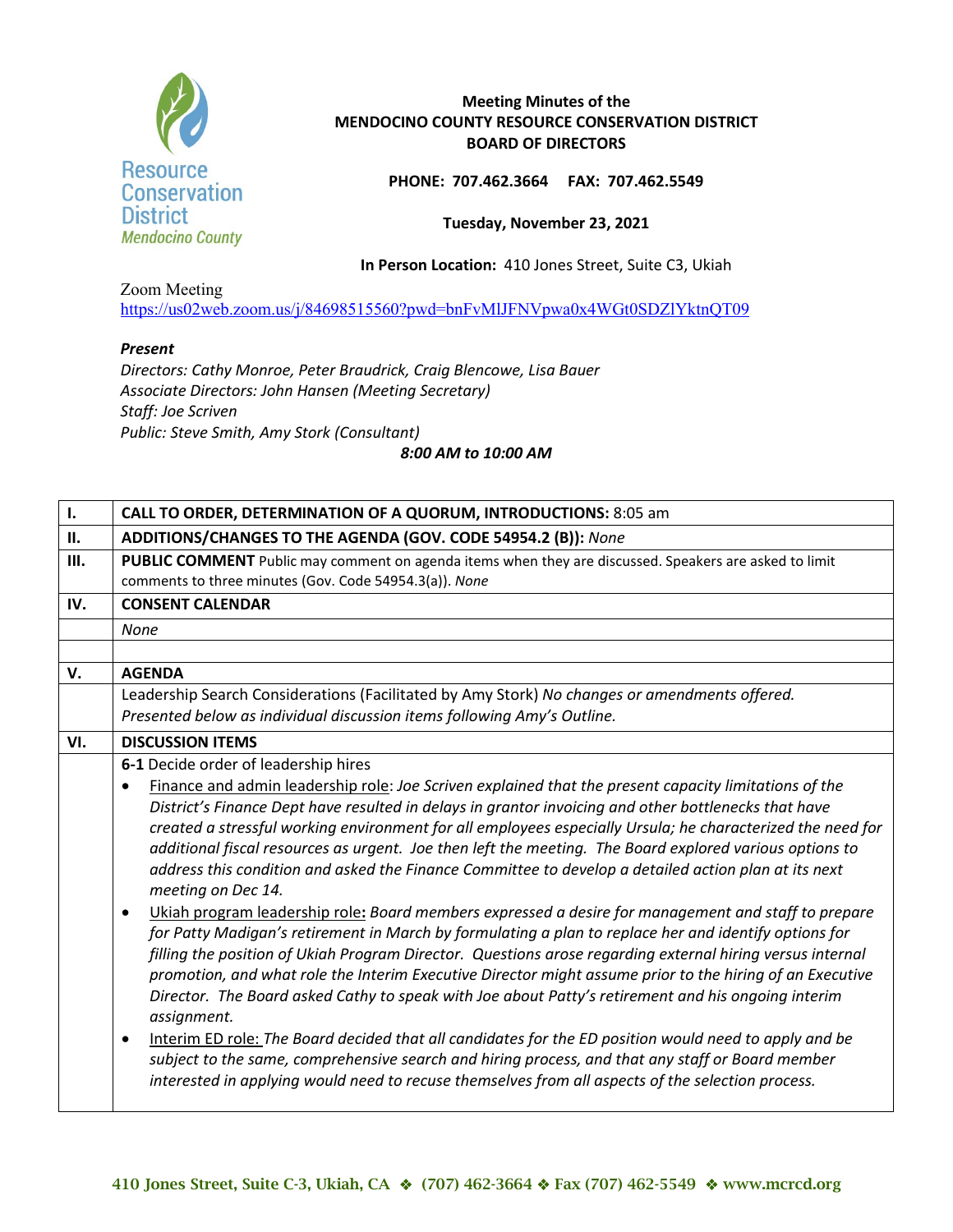**Meeting Minutes of the**
**MENDOCINO COUNTY RESOURCE CONSERVATION DISTRICT**
**BOARD OF DIRECTORS**

**PHONE: 707.462.3664 FAX: 707.462.5549**

**Tuesday, November 23, 2021**

**In Person Location:** 410 Jones Street, Suite C3, Ukiah

Zoom Meeting
https://us02web.zoom.us/j/84698515560?pwd=bnFvMlJFNVpwa0x4WGt0SDZlYktnQT09

***Present***
*Directors: Cathy Monroe, Peter Braudrick, Craig Blencowe, Lisa Bauer*
*Associate Directors: John Hansen (Meeting Secretary)*
*Staff: Joe Scriven*
*Public: Steve Smith, Amy Stork (Consultant)*
***8:00 AM to 10:00 AM***

| | |
|---|---|
| **I.** | **CALL TO ORDER, DETERMINATION OF A QUORUM, INTRODUCTIONS:** 8:05 am |
| **II.** | **ADDITIONS/CHANGES TO THE AGENDA (GOV. CODE 54954.2 (B)):** *None* |
| **III.** | **PUBLIC COMMENT** Public may comment on agenda items when they are discussed. Speakers are asked to limit comments to three minutes (Gov. Code 54954.3(a)). *None* |
| **IV.** | **CONSENT CALENDAR** |
| | *None* |
| | |
| **V.** | **AGENDA** |
| | Leadership Search Considerations (Facilitated by Amy Stork) *No changes or amendments offered. Presented below as individual discussion items following Amy's Outline.* |
| **VI.** | **DISCUSSION ITEMS** |
| | **6-1** Decide order of leadership hires<br>• Finance and admin leadership role: *Joe Scriven explained that the present capacity limitations of the District's Finance Dept have resulted in delays in grantor invoicing and other bottlenecks that have created a stressful working environment for all employees especially Ursula; he characterized the need for additional fiscal resources as urgent. Joe then left the meeting. The Board explored various options to address this condition and asked the Finance Committee to develop a detailed action plan at its next meeting on Dec 14.*<br>• Ukiah program leadership role**:** *Board members expressed a desire for management and staff to prepare for Patty Madigan's retirement in March by formulating a plan to replace her and identify options for filling the position of Ukiah Program Director. Questions arose regarding external hiring versus internal promotion, and what role the Interim Executive Director might assume prior to the hiring of an Executive Director. The Board asked Cathy to speak with Joe about Patty's retirement and his ongoing interim assignment.*<br>• Interim ED role: *The Board decided that all candidates for the ED position would need to apply and be subject to the same, comprehensive search and hiring process, and that any staff or Board member interested in applying would need to recuse themselves from all aspects of the selection process.* |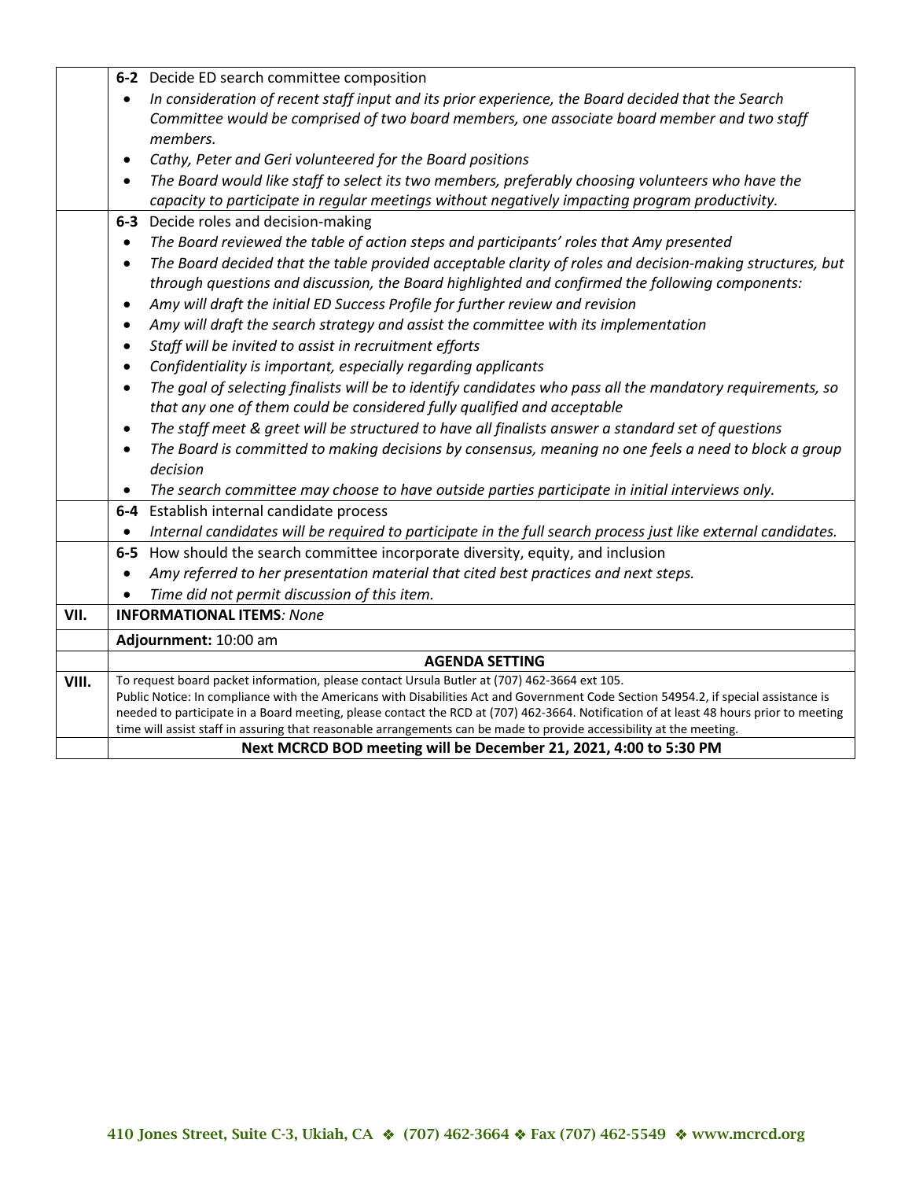| | |
|---|---|
| | **6-2** Decide ED search committee composition<br>• *In consideration of recent staff input and its prior experience, the Board decided that the Search Committee would be comprised of two board members, one associate board member and two staff members.*<br>• *Cathy, Peter and Geri volunteered for the Board positions*<br>• *The Board would like staff to select its two members, preferably choosing volunteers who have the capacity to participate in regular meetings without negatively impacting program productivity.* |
| | **6-3** Decide roles and decision-making<br>• *The Board reviewed the table of action steps and participants' roles that Amy presented*<br>• *The Board decided that the table provided acceptable clarity of roles and decision-making structures, but through questions and discussion, the Board highlighted and confirmed the following components:*<br>• *Amy will draft the initial ED Success Profile for further review and revision*<br>• *Amy will draft the search strategy and assist the committee with its implementation*<br>• *Staff will be invited to assist in recruitment efforts*<br>• *Confidentiality is important, especially regarding applicants*<br>• *The goal of selecting finalists will be to identify candidates who pass all the mandatory requirements, so that any one of them could be considered fully qualified and acceptable*<br>• *The staff meet & greet will be structured to have all finalists answer a standard set of questions*<br>• *The Board is committed to making decisions by consensus, meaning no one feels a need to block a group decision*<br>• *The search committee may choose to have outside parties participate in initial interviews only.* |
| | **6-4** Establish internal candidate process<br>• *Internal candidates will be required to participate in the full search process just like external candidates.* |
| | **6-5** How should the search committee incorporate diversity, equity, and inclusion<br>• *Amy referred to her presentation material that cited best practices and next steps.*<br>• *Time did not permit discussion of this item.* |
| **VII.** | **INFORMATIONAL ITEMS**: *None* |
| | **Adjournment:** 10:00 am |
| | **AGENDA SETTING** |
| **VIII.** | To request board packet information, please contact Ursula Butler at (707) 462-3664 ext 105.<br>Public Notice: In compliance with the Americans with Disabilities Act and Government Code Section 54954.2, if special assistance is needed to participate in a Board meeting, please contact the RCD at (707) 462-3664. Notification of at least 48 hours prior to meeting time will assist staff in assuring that reasonable arrangements can be made to provide accessibility at the meeting. |
| | **Next MCRCD BOD meeting will be December 21, 2021, 4:00 to 5:30 PM** |

**410 Jones Street, Suite C-3, Ukiah, CA ❖ (707) 462-3664 ❖ Fax (707) 462-5549 ❖ www.mcrcd.org**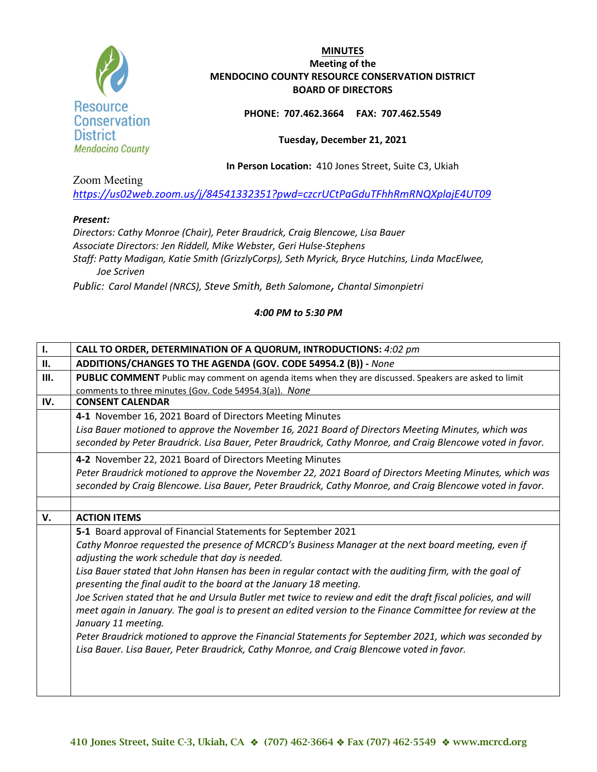**MINUTES**
**Meeting of the**
**MENDOCINO COUNTY RESOURCE CONSERVATION DISTRICT**
**BOARD OF DIRECTORS**

**PHONE: 707.462.3664 FAX: 707.462.5549**

**Tuesday, December 21, 2021**

**In Person Location:** 410 Jones Street, Suite C3, Ukiah

Zoom Meeting
*https://us02web.zoom.us/j/84541332351?pwd=czcrUCtPaGduTFhhRmRNQXplajE4UT09*

***Present:***
*Directors: Cathy Monroe (Chair), Peter Braudrick, Craig Blencowe, Lisa Bauer*
*Associate Directors: Jen Riddell, Mike Webster, Geri Hulse-Stephens*
*Staff: Patty Madigan, Katie Smith (GrizzlyCorps), Seth Myrick, Bryce Hutchins, Linda MacElwee, Joe Scriven*
*Public: Carol Mandel (NRCS), Steve Smith, Beth Salomone, Chantal Simonpietri*

***4:00 PM to 5:30 PM***

| | |
|---|---|
| **I.** | **CALL TO ORDER, DETERMINATION OF A QUORUM, INTRODUCTIONS:** *4:02 pm* |
| **II.** | **ADDITIONS/CHANGES TO THE AGENDA (GOV. CODE 54954.2 (B)) -** *None* |
| **III.** | **PUBLIC COMMENT** Public may comment on agenda items when they are discussed. Speakers are asked to limit comments to three minutes (Gov. Code 54954.3(a)). *None* |
| **IV.** | **CONSENT CALENDAR** |
| | **4-1** November 16, 2021 Board of Directors Meeting Minutes<br>*Lisa Bauer motioned to approve the November 16, 2021 Board of Directors Meeting Minutes, which was seconded by Peter Braudrick. Lisa Bauer, Peter Braudrick, Cathy Monroe, and Craig Blencowe voted in favor.* |
| | **4-2** November 22, 2021 Board of Directors Meeting Minutes<br>*Peter Braudrick motioned to approve the November 22, 2021 Board of Directors Meeting Minutes, which was seconded by Craig Blencowe. Lisa Bauer, Peter Braudrick, Cathy Monroe, and Craig Blencowe voted in favor.* |
| | |
| **V.** | **ACTION ITEMS** |
| | **5-1** Board approval of Financial Statements for September 2021<br>*Cathy Monroe requested the presence of MCRCD's Business Manager at the next board meeting, even if adjusting the work schedule that day is needed.*<br>*Lisa Bauer stated that John Hansen has been in regular contact with the auditing firm, with the goal of presenting the final audit to the board at the January 18 meeting.*<br>*Joe Scriven stated that he and Ursula Butler met twice to review and edit the draft fiscal policies, and will meet again in January. The goal is to present an edited version to the Finance Committee for review at the January 11 meeting.*<br>*Peter Braudrick motioned to approve the Financial Statements for September 2021, which was seconded by Lisa Bauer. Lisa Bauer, Peter Braudrick, Cathy Monroe, and Craig Blencowe voted in favor.* |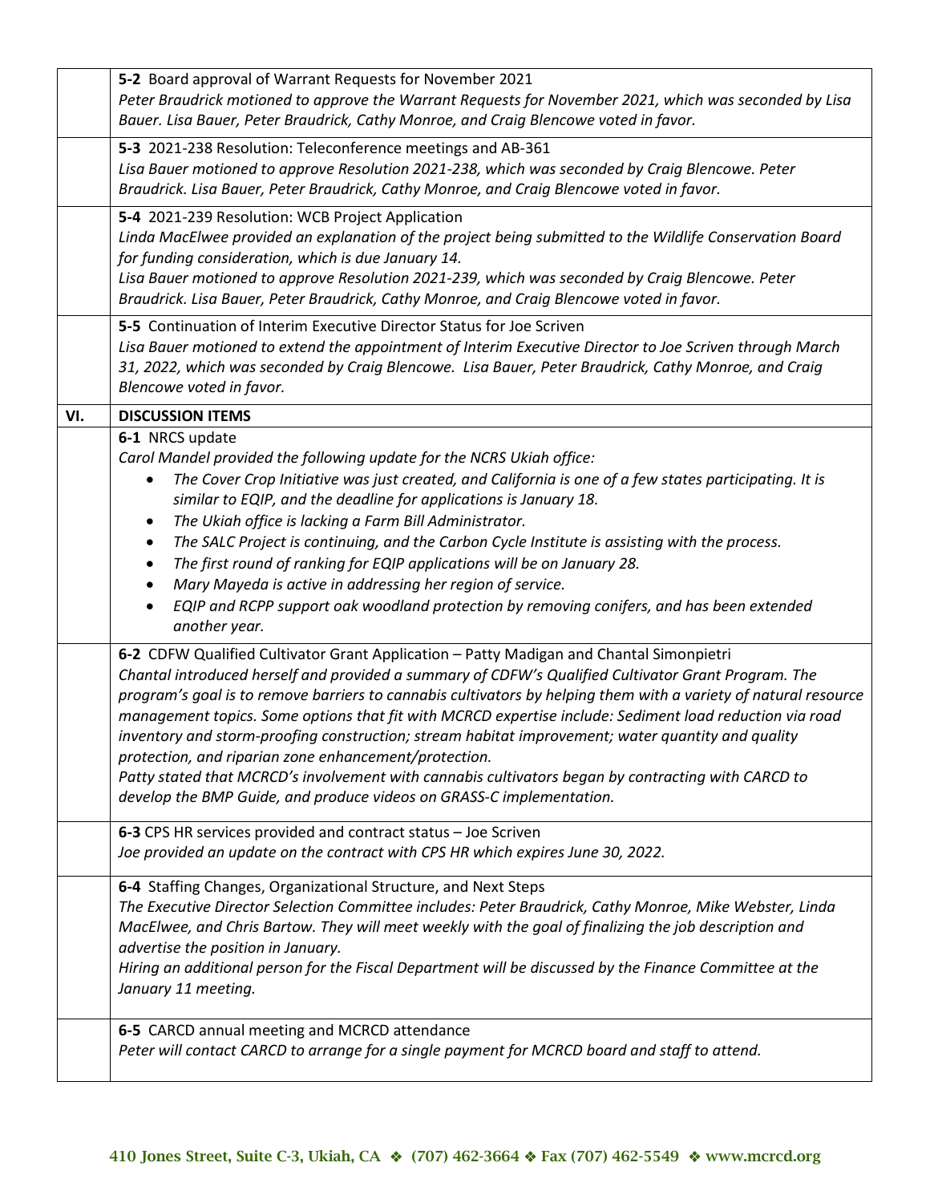| | |
|---|---|
| | **5-2** Board approval of Warrant Requests for November 2021<br>*Peter Braudrick motioned to approve the Warrant Requests for November 2021, which was seconded by Lisa Bauer. Lisa Bauer, Peter Braudrick, Cathy Monroe, and Craig Blencowe voted in favor.* |
| | **5-3** 2021-238 Resolution: Teleconference meetings and AB-361<br>*Lisa Bauer motioned to approve Resolution 2021-238, which was seconded by Craig Blencowe. Peter Braudrick. Lisa Bauer, Peter Braudrick, Cathy Monroe, and Craig Blencowe voted in favor.* |
| | **5-4** 2021-239 Resolution: WCB Project Application<br>*Linda MacElwee provided an explanation of the project being submitted to the Wildlife Conservation Board for funding consideration, which is due January 14.*<br>*Lisa Bauer motioned to approve Resolution 2021-239, which was seconded by Craig Blencowe. Peter Braudrick. Lisa Bauer, Peter Braudrick, Cathy Monroe, and Craig Blencowe voted in favor.* |
| | **5-5** Continuation of Interim Executive Director Status for Joe Scriven<br>*Lisa Bauer motioned to extend the appointment of Interim Executive Director to Joe Scriven through March 31, 2022, which was seconded by Craig Blencowe. Lisa Bauer, Peter Braudrick, Cathy Monroe, and Craig Blencowe voted in favor.* |
| **VI.** | **DISCUSSION ITEMS** |
| | **6-1** NRCS update<br>*Carol Mandel provided the following update for the NCRS Ukiah office:*<br>• *The Cover Crop Initiative was just created, and California is one of a few states participating. It is similar to EQIP, and the deadline for applications is January 18.*<br>• *The Ukiah office is lacking a Farm Bill Administrator.*<br>• *The SALC Project is continuing, and the Carbon Cycle Institute is assisting with the process.*<br>• *The first round of ranking for EQIP applications will be on January 28.*<br>• *Mary Mayeda is active in addressing her region of service.*<br>• *EQIP and RCPP support oak woodland protection by removing conifers, and has been extended another year.* |
| | **6-2** CDFW Qualified Cultivator Grant Application – Patty Madigan and Chantal Simonpietri<br>*Chantal introduced herself and provided a summary of CDFW's Qualified Cultivator Grant Program. The program's goal is to remove barriers to cannabis cultivators by helping them with a variety of natural resource management topics. Some options that fit with MCRCD expertise include: Sediment load reduction via road inventory and storm-proofing construction; stream habitat improvement; water quantity and quality protection, and riparian zone enhancement/protection.*<br>*Patty stated that MCRCD's involvement with cannabis cultivators began by contracting with CARCD to develop the BMP Guide, and produce videos on GRASS-C implementation.* |
| | **6-3** CPS HR services provided and contract status – Joe Scriven<br>*Joe provided an update on the contract with CPS HR which expires June 30, 2022.* |
| | **6-4** Staffing Changes, Organizational Structure, and Next Steps<br>*The Executive Director Selection Committee includes: Peter Braudrick, Cathy Monroe, Mike Webster, Linda MacElwee, and Chris Bartow. They will meet weekly with the goal of finalizing the job description and advertise the position in January.*<br>*Hiring an additional person for the Fiscal Department will be discussed by the Finance Committee at the January 11 meeting.* |
| | **6-5** CARCD annual meeting and MCRCD attendance<br>*Peter will contact CARCD to arrange for a single payment for MCRCD board and staff to attend.* |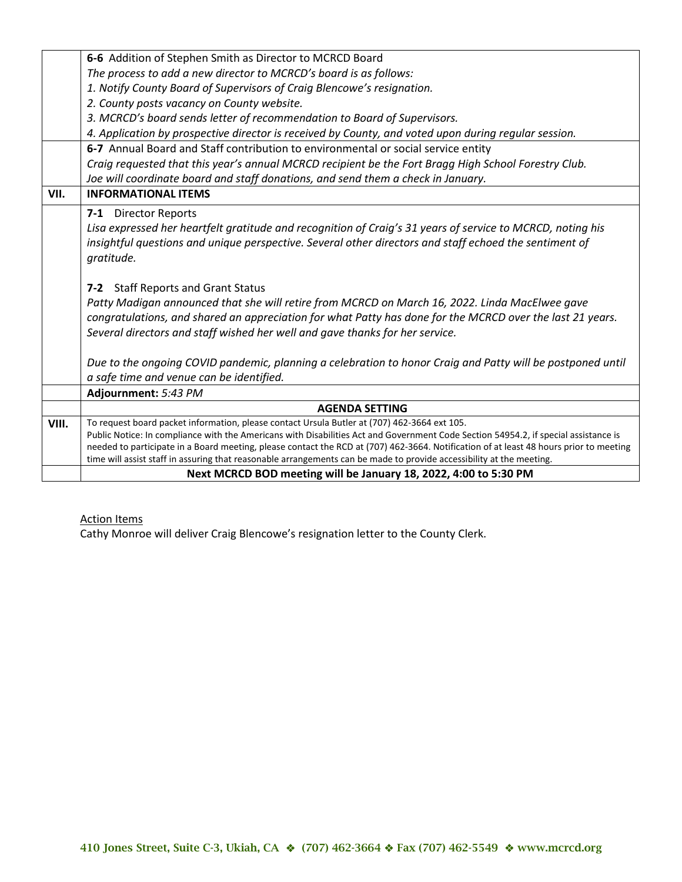| | |
|---|---|
| | **6-6** Addition of Stephen Smith as Director to MCRCD Board<br>*The process to add a new director to MCRCD's board is as follows:*<br>*1. Notify County Board of Supervisors of Craig Blencowe's resignation.*<br>*2. County posts vacancy on County website.*<br>*3. MCRCD's board sends letter of recommendation to Board of Supervisors.*<br>*4. Application by prospective director is received by County, and voted upon during regular session.* |
| | **6-7** Annual Board and Staff contribution to environmental or social service entity<br>*Craig requested that this year's annual MCRCD recipient be the Fort Bragg High School Forestry Club.*<br>*Joe will coordinate board and staff donations, and send them a check in January.* |
| **VII.** | **INFORMATIONAL ITEMS** |
| | **7-1** Director Reports<br>*Lisa expressed her heartfelt gratitude and recognition of Craig's 31 years of service to MCRCD, noting his insightful questions and unique perspective. Several other directors and staff echoed the sentiment of gratitude.*<br><br>**7-2** Staff Reports and Grant Status<br>*Patty Madigan announced that she will retire from MCRCD on March 16, 2022. Linda MacElwee gave congratulations, and shared an appreciation for what Patty has done for the MCRCD over the last 21 years. Several directors and staff wished her well and gave thanks for her service.*<br><br>*Due to the ongoing COVID pandemic, planning a celebration to honor Craig and Patty will be postponed until a safe time and venue can be identified.* |
| | **Adjournment:** *5:43 PM* |
| | **AGENDA SETTING** |
| **VIII.** | To request board packet information, please contact Ursula Butler at (707) 462-3664 ext 105.<br>Public Notice: In compliance with the Americans with Disabilities Act and Government Code Section 54954.2, if special assistance is needed to participate in a Board meeting, please contact the RCD at (707) 462-3664. Notification of at least 48 hours prior to meeting time will assist staff in assuring that reasonable arrangements can be made to provide accessibility at the meeting. |
| | **Next MCRCD BOD meeting will be January 18, 2022, 4:00 to 5:30 PM** |

Action Items

Cathy Monroe will deliver Craig Blencowe's resignation letter to the County Clerk.